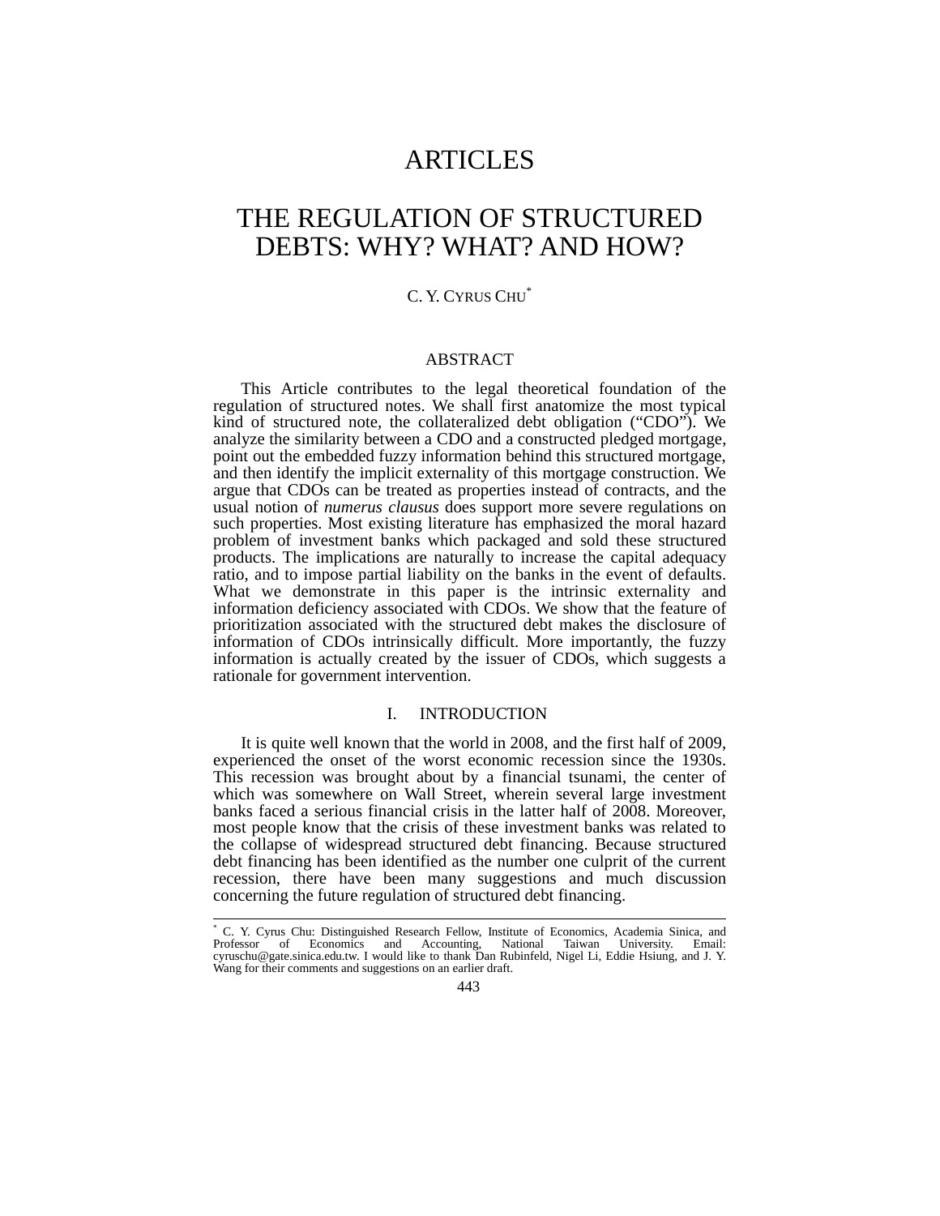# ARTICLES

# THE REGULATION OF STRUCTURED DEBTS: WHY? WHAT? AND HOW?

C. Y. CYRUS CHU*

## ABSTRACT

This Article contributes to the legal theoretical foundation of the regulation of structured notes. We shall first anatomize the most typical kind of structured note, the collateralized debt obligation ("CDO"). We analyze the similarity between a CDO and a constructed pledged mortgage, point out the embedded fuzzy information behind this structured mortgage, and then identify the implicit externality of this mortgage construction. We argue that CDOs can be treated as properties instead of contracts, and the usual notion of *numerus clausus* does support more severe regulations on such properties. Most existing literature has emphasized the moral hazard problem of investment banks which packaged and sold these structured products. The implications are naturally to increase the capital adequacy ratio, and to impose partial liability on the banks in the event of defaults. What we demonstrate in this paper is the intrinsic externality and information deficiency associated with CDOs. We show that the feature of prioritization associated with the structured debt makes the disclosure of information of CDOs intrinsically difficult. More importantly, the fuzzy information is actually created by the issuer of CDOs, which suggests a rationale for government intervention.

## I. INTRODUCTION

It is quite well known that the world in 2008, and the first half of 2009, experienced the onset of the worst economic recession since the 1930s. This recession was brought about by a financial tsunami, the center of which was somewhere on Wall Street, wherein several large investment banks faced a serious financial crisis in the latter half of 2008. Moreover, most people know that the crisis of these investment banks was related to the collapse of widespread structured debt financing. Because structured debt financing has been identified as the number one culprit of the current recession, there have been many suggestions and much discussion concerning the future regulation of structured debt financing.

---

* C. Y. Cyrus Chu: Distinguished Research Fellow, Institute of Economics, Academia Sinica, and Professor of Economics and Accounting, National Taiwan University. Email: cyruschu@gate.sinica.edu.tw. I would like to thank Dan Rubinfeld, Nigel Li, Eddie Hsiung, and J. Y. Wang for their comments and suggestions on an earlier draft.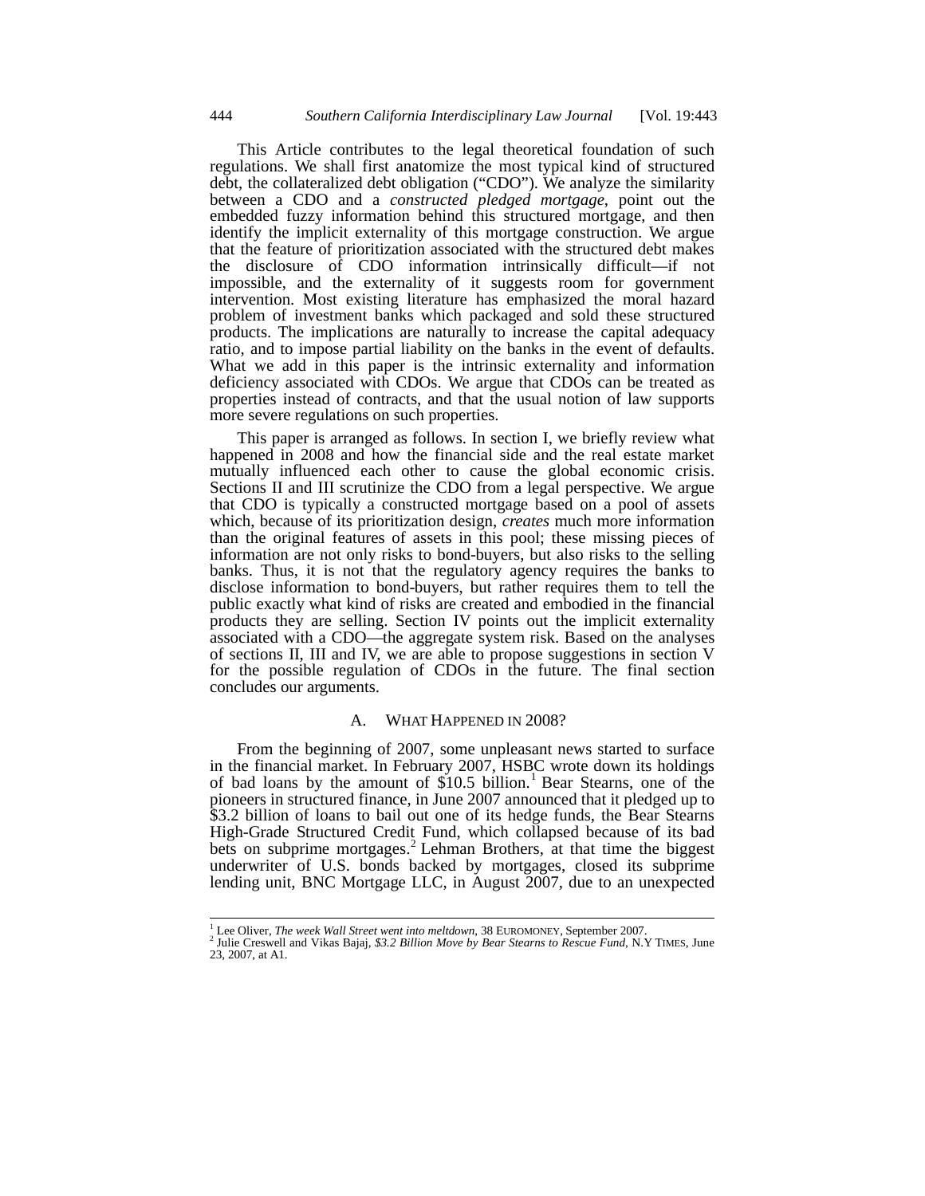This Article contributes to the legal theoretical foundation of such regulations. We shall first anatomize the most typical kind of structured debt, the collateralized debt obligation ("CDO"). We analyze the similarity between a CDO and a *constructed pledged mortgage*, point out the embedded fuzzy information behind this structured mortgage, and then identify the implicit externality of this mortgage construction. We argue that the feature of prioritization associated with the structured debt makes the disclosure of CDO information intrinsically difficult—if not impossible, and the externality of it suggests room for government intervention. Most existing literature has emphasized the moral hazard problem of investment banks which packaged and sold these structured products. The implications are naturally to increase the capital adequacy ratio, and to impose partial liability on the banks in the event of defaults. What we add in this paper is the intrinsic externality and information deficiency associated with CDOs. We argue that CDOs can be treated as properties instead of contracts, and that the usual notion of law supports more severe regulations on such properties.

This paper is arranged as follows. In section I, we briefly review what happened in 2008 and how the financial side and the real estate market mutually influenced each other to cause the global economic crisis. Sections II and III scrutinize the CDO from a legal perspective. We argue that CDO is typically a constructed mortgage based on a pool of assets which, because of its prioritization design, *creates* much more information than the original features of assets in this pool; these missing pieces of information are not only risks to bond-buyers, but also risks to the selling banks. Thus, it is not that the regulatory agency requires the banks to disclose information to bond-buyers, but rather requires them to tell the public exactly what kind of risks are created and embodied in the financial products they are selling. Section IV points out the implicit externality associated with a CDO—the aggregate system risk. Based on the analyses of sections II, III and IV, we are able to propose suggestions in section V for the possible regulation of CDOs in the future. The final section concludes our arguments.

## A. WHAT HAPPENED IN 2008?

From the beginning of 2007, some unpleasant news started to surface in the financial market. In February 2007, HSBC wrote down its holdings of bad loans by the amount of $10.5 billion.[1] Bear Stearns, one of the pioneers in structured finance, in June 2007 announced that it pledged up to $3.2 billion of loans to bail out one of its hedge funds, the Bear Stearns High-Grade Structured Credit Fund, which collapsed because of its bad bets on subprime mortgages.[2] Lehman Brothers, at that time the biggest underwriter of U.S. bonds backed by mortgages, closed its subprime lending unit, BNC Mortgage LLC, in August 2007, due to an unexpected

---

[1] Lee Oliver, *The week Wall Street went into meltdown*, 38 EUROMONEY, September 2007.

[2] Julie Creswell and Vikas Bajaj, *$3.2 Billion Move by Bear Stearns to Rescue Fund*, N.Y TIMES, June 23, 2007, at A1.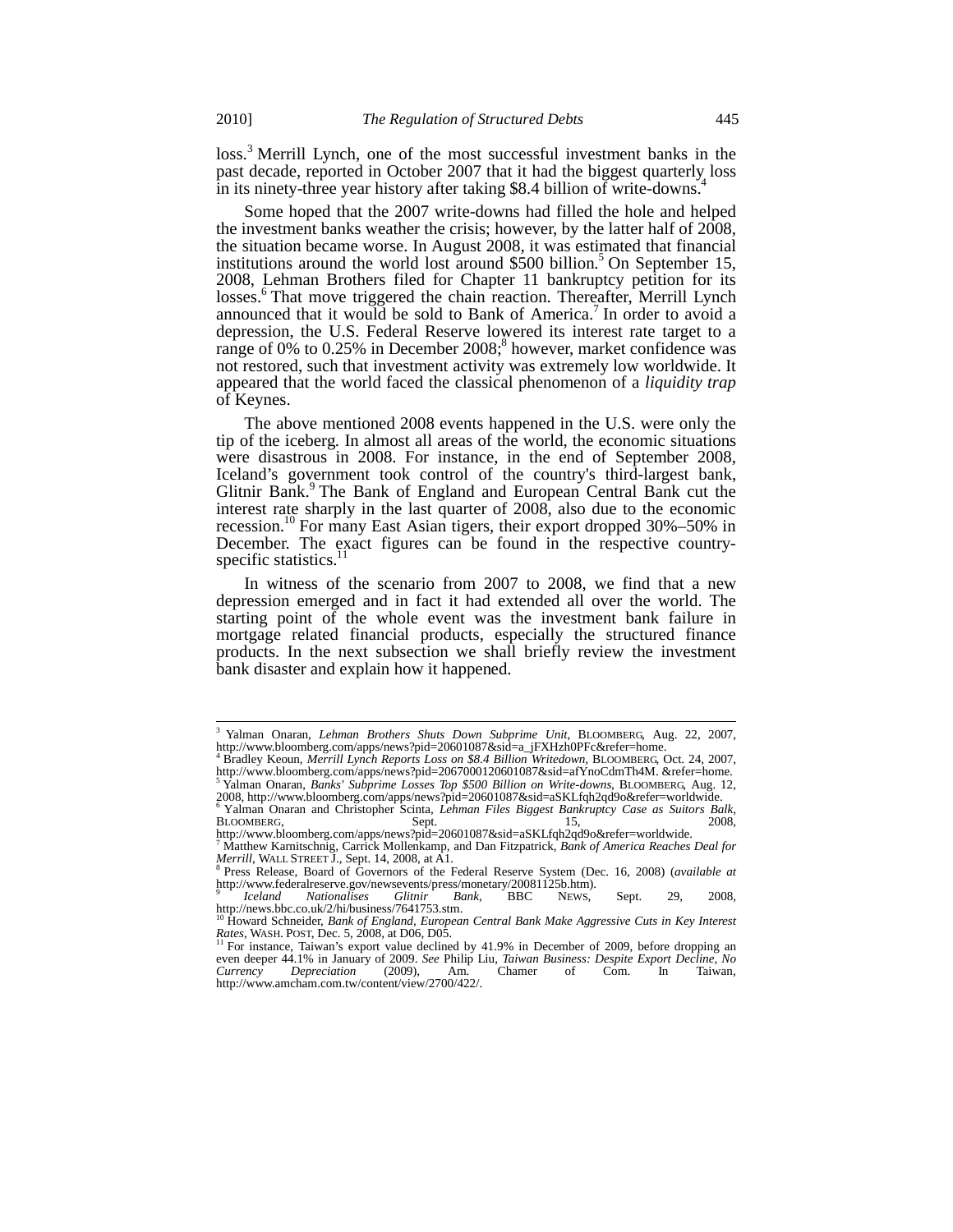loss.[3] Merrill Lynch, one of the most successful investment banks in the past decade, reported in October 2007 that it had the biggest quarterly loss in its ninety-three year history after taking $8.4 billion of write-downs.[4]

Some hoped that the 2007 write-downs had filled the hole and helped the investment banks weather the crisis; however, by the latter half of 2008, the situation became worse. In August 2008, it was estimated that financial institutions around the world lost around $500 billion.[5] On September 15, 2008, Lehman Brothers filed for Chapter 11 bankruptcy petition for its losses.[6] That move triggered the chain reaction. Thereafter, Merrill Lynch announced that it would be sold to Bank of America.[7] In order to avoid a depression, the U.S. Federal Reserve lowered its interest rate target to a range of 0% to 0.25% in December 2008;[8] however, market confidence was not restored, such that investment activity was extremely low worldwide. It appeared that the world faced the classical phenomenon of a *liquidity trap* of Keynes.

The above mentioned 2008 events happened in the U.S. were only the tip of the iceberg. In almost all areas of the world, the economic situations were disastrous in 2008. For instance, in the end of September 2008, Iceland's government took control of the country's third-largest bank, Glitnir Bank.[9] The Bank of England and European Central Bank cut the interest rate sharply in the last quarter of 2008, also due to the economic recession.[10] For many East Asian tigers, their export dropped 30%–50% in December. The exact figures can be found in the respective country-specific statistics.[11]

In witness of the scenario from 2007 to 2008, we find that a new depression emerged and in fact it had extended all over the world. The starting point of the whole event was the investment bank failure in mortgage related financial products, especially the structured finance products. In the next subsection we shall briefly review the investment bank disaster and explain how it happened.

---

[3] Yalman Onaran, *Lehman Brothers Shuts Down Subprime Unit*, BLOOMBERG, Aug. 22, 2007, http://www.bloomberg.com/apps/news?pid=20601087&sid=a_jFXHzh0PFc&refer=home.

[4] Bradley Keoun, *Merrill Lynch Reports Loss on $8.4 Billion Writedown*, BLOOMBERG, Oct. 24, 2007, http://www.bloomberg.com/apps/news?pid=2067000120601087&sid=afYnoCdmTh4M. &refer=home.

[5] Yalman Onaran, *Banks' Subprime Losses Top $500 Billion on Write-downs*, BLOOMBERG, Aug. 12, 2008, http://www.bloomberg.com/apps/news?pid=20601087&sid=aSKLfqh2qd9o&refer=worldwide.

[6] Yalman Onaran and Christopher Scinta, *Lehman Files Biggest Bankruptcy Case as Suitors Balk*, BLOOMBERG, Sept. 15, 2008, http://www.bloomberg.com/apps/news?pid=20601087&sid=aSKLfqh2qd9o&refer=worldwide.

[7] Matthew Karnitschnig, Carrick Mollenkamp, and Dan Fitzpatrick, *Bank of America Reaches Deal for Merrill*, WALL STREET J., Sept. 14, 2008, at A1.

[8] Press Release, Board of Governors of the Federal Reserve System (Dec. 16, 2008) (*available at* http://www.federalreserve.gov/newsevents/press/monetary/20081125b.htm).

[9] *Iceland Nationalises Glitnir Bank*, BBC NEWS, Sept. 29, 2008, http://news.bbc.co.uk/2/hi/business/7641753.stm.

[10] Howard Schneider, *Bank of England, European Central Bank Make Aggressive Cuts in Key Interest Rates*, WASH. POST, Dec. 5, 2008, at D06, D05.

[11] For instance, Taiwan's export value declined by 41.9% in December of 2009, before dropping an even deeper 44.1% in January of 2009. *See* Philip Liu, *Taiwan Business: Despite Export Decline, No Currency Depreciation* (2009), Am. Chamer of Com. In Taiwan, http://www.amcham.com.tw/content/view/2700/422/.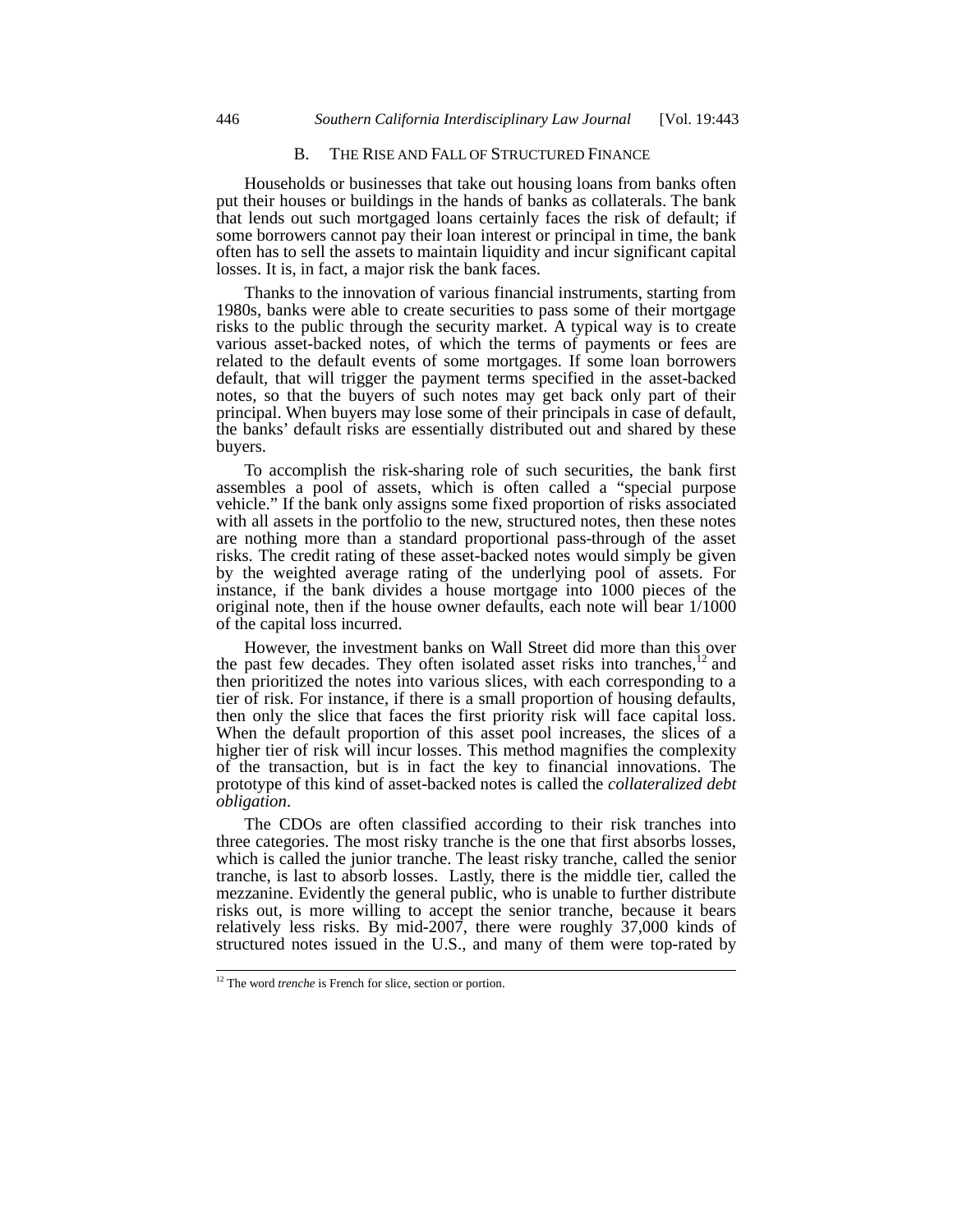### B. THE RISE AND FALL OF STRUCTURED FINANCE

Households or businesses that take out housing loans from banks often put their houses or buildings in the hands of banks as collaterals. The bank that lends out such mortgaged loans certainly faces the risk of default; if some borrowers cannot pay their loan interest or principal in time, the bank often has to sell the assets to maintain liquidity and incur significant capital losses. It is, in fact, a major risk the bank faces.

Thanks to the innovation of various financial instruments, starting from 1980s, banks were able to create securities to pass some of their mortgage risks to the public through the security market. A typical way is to create various asset-backed notes, of which the terms of payments or fees are related to the default events of some mortgages. If some loan borrowers default, that will trigger the payment terms specified in the asset-backed notes, so that the buyers of such notes may get back only part of their principal. When buyers may lose some of their principals in case of default, the banks' default risks are essentially distributed out and shared by these buyers.

To accomplish the risk-sharing role of such securities, the bank first assembles a pool of assets, which is often called a "special purpose vehicle." If the bank only assigns some fixed proportion of risks associated with all assets in the portfolio to the new, structured notes, then these notes are nothing more than a standard proportional pass-through of the asset risks. The credit rating of these asset-backed notes would simply be given by the weighted average rating of the underlying pool of assets. For instance, if the bank divides a house mortgage into 1000 pieces of the original note, then if the house owner defaults, each note will bear 1/1000 of the capital loss incurred.

However, the investment banks on Wall Street did more than this over the past few decades. They often isolated asset risks into tranches,[12] and then prioritized the notes into various slices, with each corresponding to a tier of risk. For instance, if there is a small proportion of housing defaults, then only the slice that faces the first priority risk will face capital loss. When the default proportion of this asset pool increases, the slices of a higher tier of risk will incur losses. This method magnifies the complexity of the transaction, but is in fact the key to financial innovations. The prototype of this kind of asset-backed notes is called the *collateralized debt obligation*.

The CDOs are often classified according to their risk tranches into three categories. The most risky tranche is the one that first absorbs losses, which is called the junior tranche. The least risky tranche, called the senior tranche, is last to absorb losses. Lastly, there is the middle tier, called the mezzanine. Evidently the general public, who is unable to further distribute risks out, is more willing to accept the senior tranche, because it bears relatively less risks. By mid-2007, there were roughly 37,000 kinds of structured notes issued in the U.S., and many of them were top-rated by

[12] The word *trenche* is French for slice, section or portion.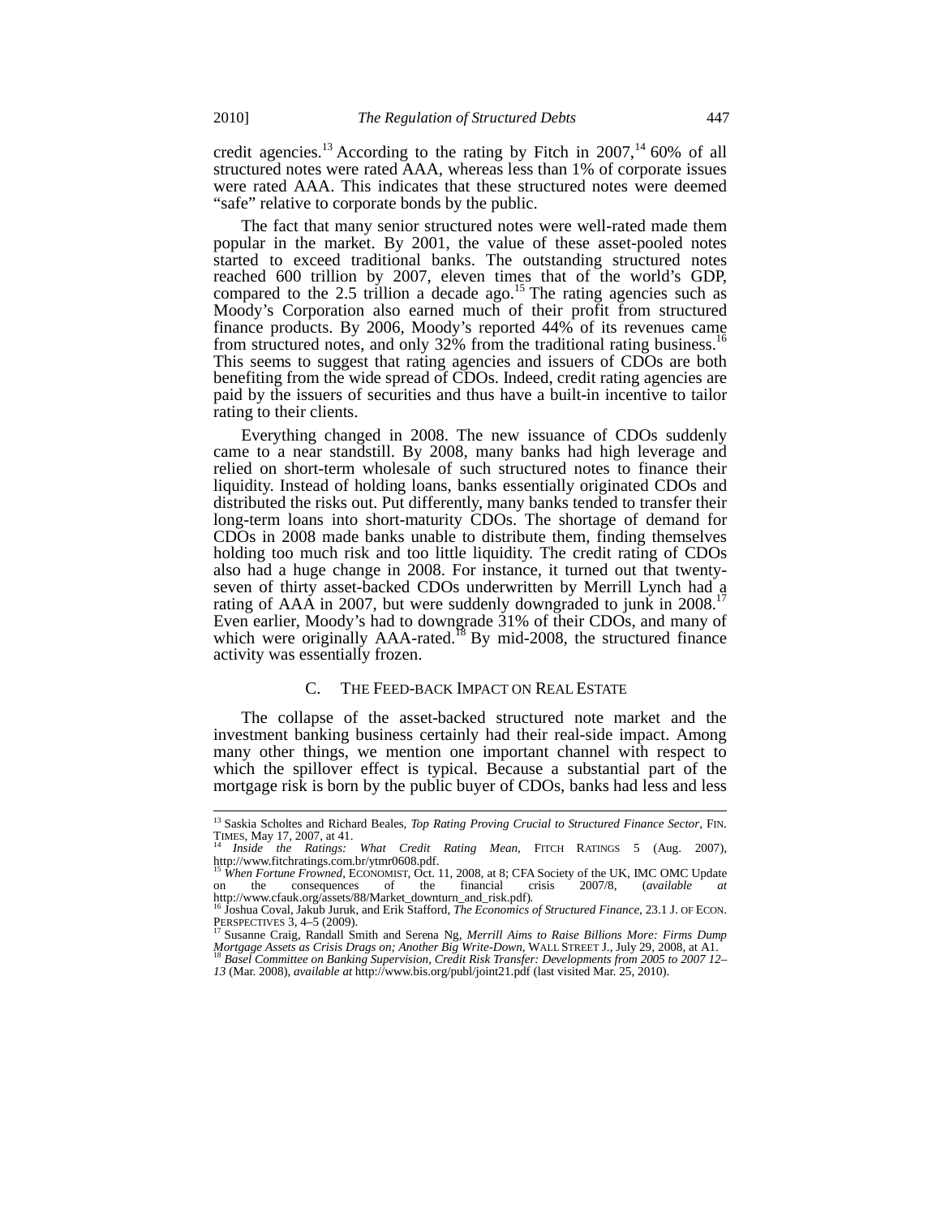credit agencies.[13] According to the rating by Fitch in 2007,[14] 60% of all structured notes were rated AAA, whereas less than 1% of corporate issues were rated AAA. This indicates that these structured notes were deemed "safe" relative to corporate bonds by the public.

The fact that many senior structured notes were well-rated made them popular in the market. By 2001, the value of these asset-pooled notes started to exceed traditional banks. The outstanding structured notes reached 600 trillion by 2007, eleven times that of the world's GDP, compared to the 2.5 trillion a decade ago.[15] The rating agencies such as Moody's Corporation also earned much of their profit from structured finance products. By 2006, Moody's reported 44% of its revenues came from structured notes, and only 32% from the traditional rating business.[16] This seems to suggest that rating agencies and issuers of CDOs are both benefiting from the wide spread of CDOs. Indeed, credit rating agencies are paid by the issuers of securities and thus have a built-in incentive to tailor rating to their clients.

Everything changed in 2008. The new issuance of CDOs suddenly came to a near standstill. By 2008, many banks had high leverage and relied on short-term wholesale of such structured notes to finance their liquidity. Instead of holding loans, banks essentially originated CDOs and distributed the risks out. Put differently, many banks tended to transfer their long-term loans into short-maturity CDOs. The shortage of demand for CDOs in 2008 made banks unable to distribute them, finding themselves holding too much risk and too little liquidity. The credit rating of CDOs also had a huge change in 2008. For instance, it turned out that twenty-seven of thirty asset-backed CDOs underwritten by Merrill Lynch had a rating of AAA in 2007, but were suddenly downgraded to junk in 2008.[17] Even earlier, Moody's had to downgrade 31% of their CDOs, and many of which were originally AAA-rated.[18] By mid-2008, the structured finance activity was essentially frozen.

### C. THE FEED-BACK IMPACT ON REAL ESTATE

The collapse of the asset-backed structured note market and the investment banking business certainly had their real-side impact. Among many other things, we mention one important channel with respect to which the spillover effect is typical. Because a substantial part of the mortgage risk is born by the public buyer of CDOs, banks had less and less

---

[13] Saskia Scholtes and Richard Beales, *Top Rating Proving Crucial to Structured Finance Sector*, FIN. TIMES, May 17, 2007, at 41.

[14] *Inside the Ratings: What Credit Rating Mean*, FITCH RATINGS 5 (Aug. 2007), http://www.fitchratings.com.br/ytmr0608.pdf.

[15] *When Fortune Frowned*, ECONOMIST, Oct. 11, 2008, at 8; CFA Society of the UK, IMC OMC Update on the consequences of the financial crisis 2007/8, (*available at* http://www.cfauk.org/assets/88/Market_downturn_and_risk.pdf).

[16] Joshua Coval, Jakub Juruk, and Erik Stafford, *The Economics of Structured Finance*, 23.1 J. OF ECON. PERSPECTIVES 3, 4–5 (2009).

[17] Susanne Craig, Randall Smith and Serena Ng, *Merrill Aims to Raise Billions More: Firms Dump Mortgage Assets as Crisis Drags on; Another Big Write-Down*, WALL STREET J., July 29, 2008, at A1.

[18] *Basel Committee on Banking Supervision, Credit Risk Transfer: Developments from 2005 to 2007 12–13* (Mar. 2008), *available at* http://www.bis.org/publ/joint21.pdf (last visited Mar. 25, 2010).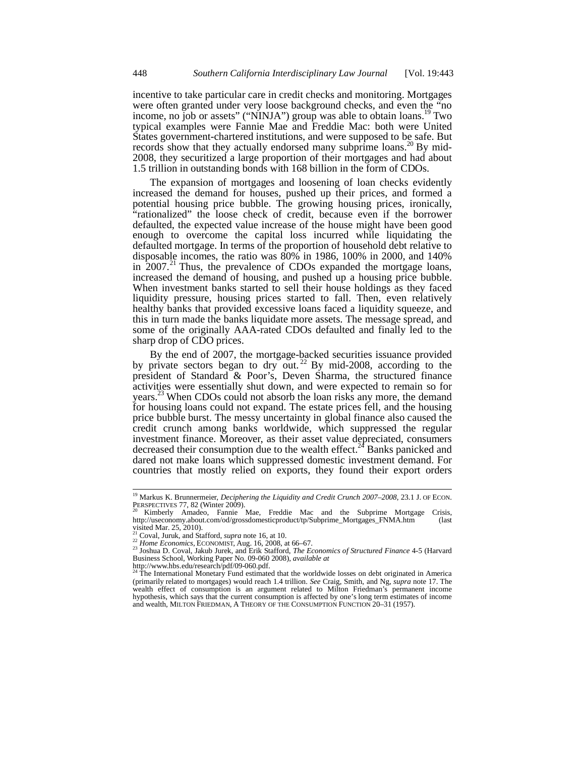incentive to take particular care in credit checks and monitoring. Mortgages were often granted under very loose background checks, and even the "no income, no job or assets" ("NINJA") group was able to obtain loans.[19] Two typical examples were Fannie Mae and Freddie Mac: both were United States government-chartered institutions, and were supposed to be safe. But records show that they actually endorsed many subprime loans.[20] By mid-2008, they securitized a large proportion of their mortgages and had about 1.5 trillion in outstanding bonds with 168 billion in the form of CDOs.

The expansion of mortgages and loosening of loan checks evidently increased the demand for houses, pushed up their prices, and formed a potential housing price bubble. The growing housing prices, ironically, "rationalized" the loose check of credit, because even if the borrower defaulted, the expected value increase of the house might have been good enough to overcome the capital loss incurred while liquidating the defaulted mortgage. In terms of the proportion of household debt relative to disposable incomes, the ratio was 80% in 1986, 100% in 2000, and 140% in 2007.[21] Thus, the prevalence of CDOs expanded the mortgage loans, increased the demand of housing, and pushed up a housing price bubble. When investment banks started to sell their house holdings as they faced liquidity pressure, housing prices started to fall. Then, even relatively healthy banks that provided excessive loans faced a liquidity squeeze, and this in turn made the banks liquidate more assets. The message spread, and some of the originally AAA-rated CDOs defaulted and finally led to the sharp drop of CDO prices.

By the end of 2007, the mortgage-backed securities issuance provided by private sectors began to dry out.[22] By mid-2008, according to the president of Standard & Poor's, Deven Sharma, the structured finance activities were essentially shut down, and were expected to remain so for years.[23] When CDOs could not absorb the loan risks any more, the demand for housing loans could not expand. The estate prices fell, and the housing price bubble burst. The messy uncertainty in global finance also caused the credit crunch among banks worldwide, which suppressed the regular investment finance. Moreover, as their asset value depreciated, consumers decreased their consumption due to the wealth effect.[24] Banks panicked and dared not make loans which suppressed domestic investment demand. For countries that mostly relied on exports, they found their export orders

---

[19] Markus K. Brunnermeier, *Deciphering the Liquidity and Credit Crunch 2007–2008*, 23.1 J. OF ECON. PERSPECTIVES 77, 82 (Winter 2009).

[20] Kimberly Amadeo, Fannie Mae, Freddie Mac and the Subprime Mortgage Crisis, http://useconomy.about.com/od/grossdomesticproduct/tp/Subprime_Mortgages_FNMA.htm (last visited Mar. 25, 2010).

[21] Coval, Juruk, and Stafford, *supra* note 16, at 10.

[22] *Home Economics*, ECONOMIST, Aug. 16, 2008, at 66–67.

[23] Joshua D. Coval, Jakub Jurek, and Erik Stafford, *The Economics of Structured Finance* 4-5 (Harvard Business School, Working Paper No. 09-060 2008), *available at* http://www.hbs.edu/research/pdf/09-060.pdf.

[24] The International Monetary Fund estimated that the worldwide losses on debt originated in America (primarily related to mortgages) would reach 1.4 trillion. *See* Craig, Smith, and Ng, *supra* note 17. The wealth effect of consumption is an argument related to Milton Friedman's permanent income hypothesis, which says that the current consumption is affected by one's long term estimates of income and wealth, MILTON FRIEDMAN, A THEORY OF THE CONSUMPTION FUNCTION 20–31 (1957).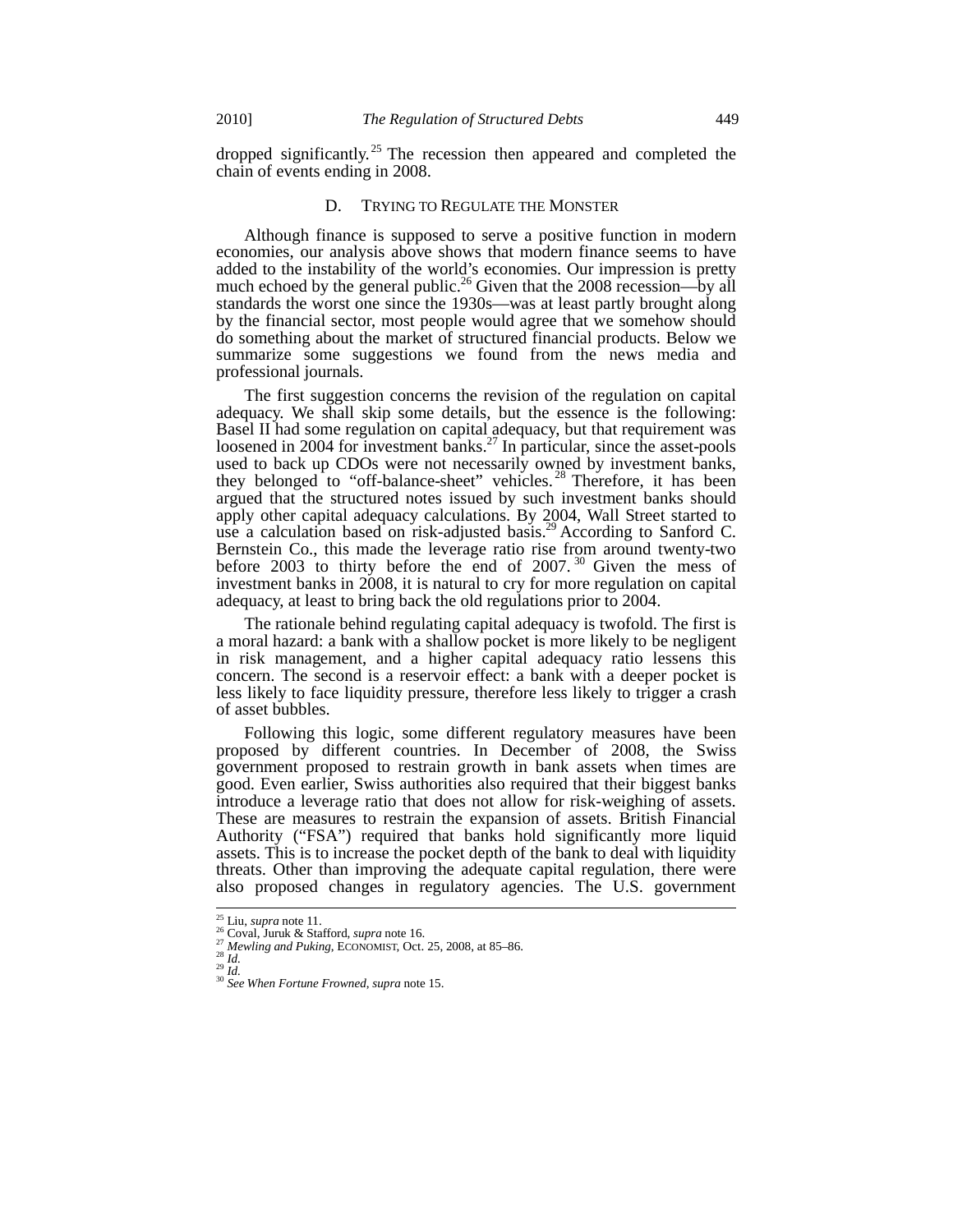dropped significantly.[25] The recession then appeared and completed the chain of events ending in 2008.

### D. TRYING TO REGULATE THE MONSTER

Although finance is supposed to serve a positive function in modern economies, our analysis above shows that modern finance seems to have added to the instability of the world's economies. Our impression is pretty much echoed by the general public.[26] Given that the 2008 recession—by all standards the worst one since the 1930s—was at least partly brought along by the financial sector, most people would agree that we somehow should do something about the market of structured financial products. Below we summarize some suggestions we found from the news media and professional journals.

The first suggestion concerns the revision of the regulation on capital adequacy. We shall skip some details, but the essence is the following: Basel II had some regulation on capital adequacy, but that requirement was loosened in 2004 for investment banks.[27] In particular, since the asset-pools used to back up CDOs were not necessarily owned by investment banks, they belonged to "off-balance-sheet" vehicles.[28] Therefore, it has been argued that the structured notes issued by such investment banks should apply other capital adequacy calculations. By 2004, Wall Street started to use a calculation based on risk-adjusted basis.[29] According to Sanford C. Bernstein Co., this made the leverage ratio rise from around twenty-two before 2003 to thirty before the end of 2007.[30] Given the mess of investment banks in 2008, it is natural to cry for more regulation on capital adequacy, at least to bring back the old regulations prior to 2004.

The rationale behind regulating capital adequacy is twofold. The first is a moral hazard: a bank with a shallow pocket is more likely to be negligent in risk management, and a higher capital adequacy ratio lessens this concern. The second is a reservoir effect: a bank with a deeper pocket is less likely to face liquidity pressure, therefore less likely to trigger a crash of asset bubbles.

Following this logic, some different regulatory measures have been proposed by different countries. In December of 2008, the Swiss government proposed to restrain growth in bank assets when times are good. Even earlier, Swiss authorities also required that their biggest banks introduce a leverage ratio that does not allow for risk-weighing of assets. These are measures to restrain the expansion of assets. British Financial Authority ("FSA") required that banks hold significantly more liquid assets. This is to increase the pocket depth of the bank to deal with liquidity threats. Other than improving the adequate capital regulation, there were also proposed changes in regulatory agencies. The U.S. government

---

[25] Liu, *supra* note 11.
[26] Coval, Juruk & Stafford, *supra* note 16.
[27] *Mewling and Puking*, ECONOMIST, Oct. 25, 2008, at 85–86.
[28] *Id.*
[29] *Id.*
[30] *See When Fortune Frowned*, *supra* note 15.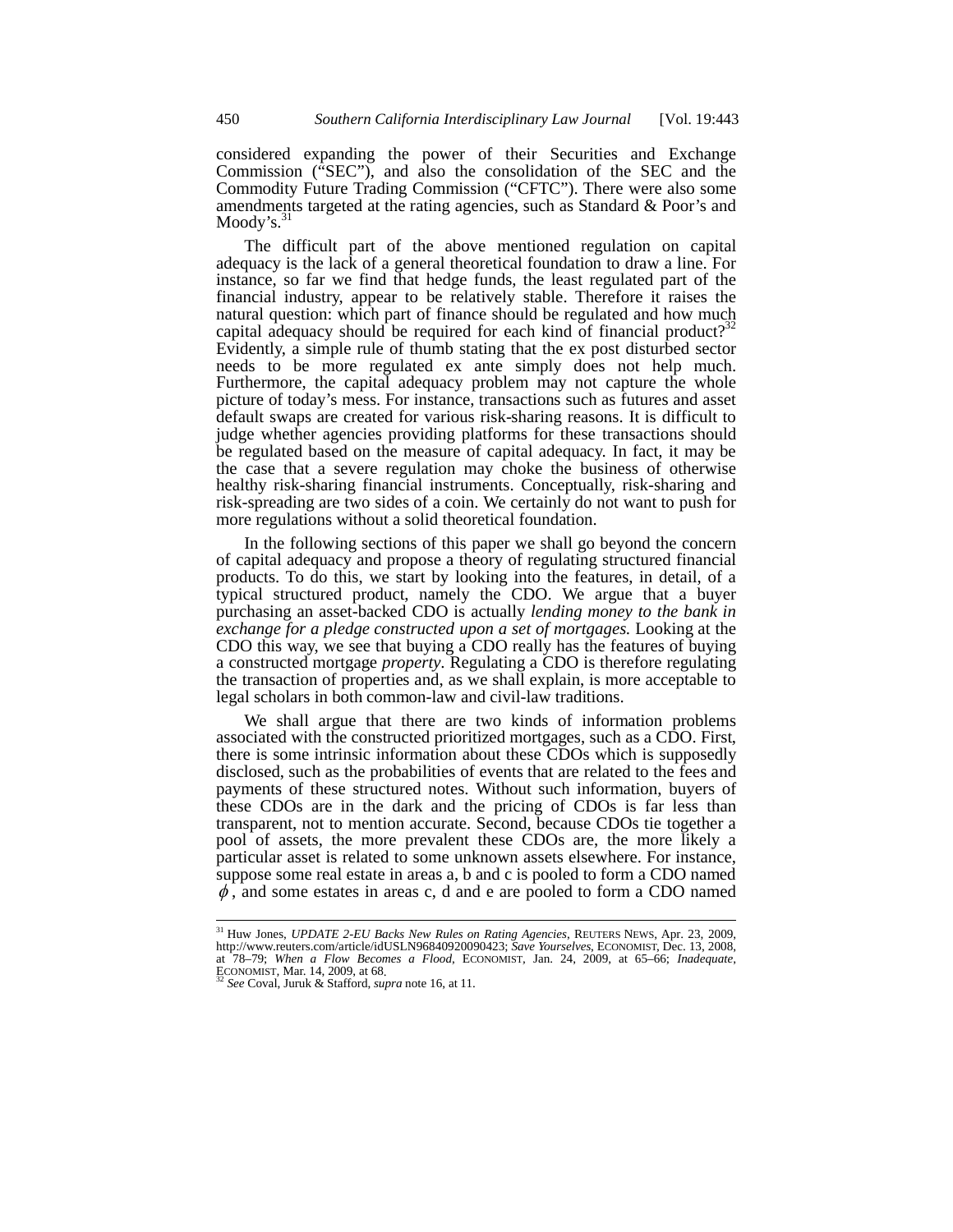considered expanding the power of their Securities and Exchange Commission ("SEC"), and also the consolidation of the SEC and the Commodity Future Trading Commission ("CFTC"). There were also some amendments targeted at the rating agencies, such as Standard & Poor's and Moody's.[31]

The difficult part of the above mentioned regulation on capital adequacy is the lack of a general theoretical foundation to draw a line. For instance, so far we find that hedge funds, the least regulated part of the financial industry, appear to be relatively stable. Therefore it raises the natural question: which part of finance should be regulated and how much capital adequacy should be required for each kind of financial product?[32] Evidently, a simple rule of thumb stating that the ex post disturbed sector needs to be more regulated ex ante simply does not help much. Furthermore, the capital adequacy problem may not capture the whole picture of today's mess. For instance, transactions such as futures and asset default swaps are created for various risk-sharing reasons. It is difficult to judge whether agencies providing platforms for these transactions should be regulated based on the measure of capital adequacy. In fact, it may be the case that a severe regulation may choke the business of otherwise healthy risk-sharing financial instruments. Conceptually, risk-sharing and risk-spreading are two sides of a coin. We certainly do not want to push for more regulations without a solid theoretical foundation.

In the following sections of this paper we shall go beyond the concern of capital adequacy and propose a theory of regulating structured financial products. To do this, we start by looking into the features, in detail, of a typical structured product, namely the CDO. We argue that a buyer purchasing an asset-backed CDO is actually *lending money to the bank in exchange for a pledge constructed upon a set of mortgages.* Looking at the CDO this way, we see that buying a CDO really has the features of buying a constructed mortgage *property*. Regulating a CDO is therefore regulating the transaction of properties and, as we shall explain, is more acceptable to legal scholars in both common-law and civil-law traditions.

We shall argue that there are two kinds of information problems associated with the constructed prioritized mortgages, such as a CDO. First, there is some intrinsic information about these CDOs which is supposedly disclosed, such as the probabilities of events that are related to the fees and payments of these structured notes. Without such information, buyers of these CDOs are in the dark and the pricing of CDOs is far less than transparent, not to mention accurate. Second, because CDOs tie together a pool of assets, the more prevalent these CDOs are, the more likely a particular asset is related to some unknown assets elsewhere. For instance, suppose some real estate in areas a, b and c is pooled to form a CDO named $\phi$, and some estates in areas c, d and e are pooled to form a CDO named

---

[31] Huw Jones, *UPDATE 2-EU Backs New Rules on Rating Agencies*, REUTERS NEWS, Apr. 23, 2009, http://www.reuters.com/article/idUSLN96840920090423; *Save Yourselves*, ECONOMIST, Dec. 13, 2008, at 78–79; *When a Flow Becomes a Flood*, ECONOMIST, Jan. 24, 2009, at 65–66; *Inadequate*, ECONOMIST, Mar. 14, 2009, at 68.

[32] *See* Coval, Juruk & Stafford, *supra* note 16, at 11.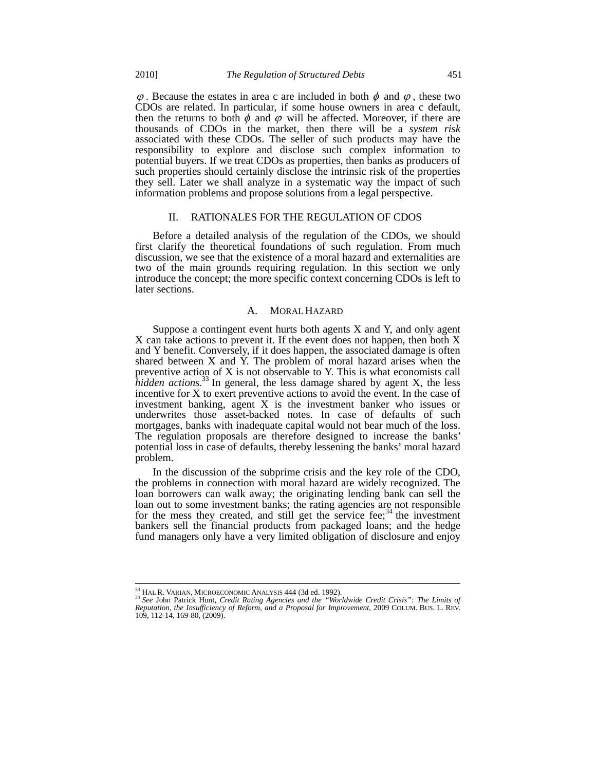$\varphi$. Because the estates in area c are included in both $\phi$ and $\varphi$, these two CDOs are related. In particular, if some house owners in area c default, then the returns to both $\phi$ and $\varphi$ will be affected. Moreover, if there are thousands of CDOs in the market, then there will be a *system risk* associated with these CDOs. The seller of such products may have the responsibility to explore and disclose such complex information to potential buyers. If we treat CDOs as properties, then banks as producers of such properties should certainly disclose the intrinsic risk of the properties they sell. Later we shall analyze in a systematic way the impact of such information problems and propose solutions from a legal perspective.

## II. RATIONALES FOR THE REGULATION OF CDOS

Before a detailed analysis of the regulation of the CDOs, we should first clarify the theoretical foundations of such regulation. From much discussion, we see that the existence of a moral hazard and externalities are two of the main grounds requiring regulation. In this section we only introduce the concept; the more specific context concerning CDOs is left to later sections.

### A. MORAL HAZARD

Suppose a contingent event hurts both agents X and Y, and only agent X can take actions to prevent it. If the event does not happen, then both X and Y benefit. Conversely, if it does happen, the associated damage is often shared between X and Y. The problem of moral hazard arises when the preventive action of X is not observable to Y. This is what economists call *hidden actions*.[33] In general, the less damage shared by agent X, the less incentive for X to exert preventive actions to avoid the event. In the case of investment banking, agent X is the investment banker who issues or underwrites those asset-backed notes. In case of defaults of such mortgages, banks with inadequate capital would not bear much of the loss. The regulation proposals are therefore designed to increase the banks' potential loss in case of defaults, thereby lessening the banks' moral hazard problem.

In the discussion of the subprime crisis and the key role of the CDO, the problems in connection with moral hazard are widely recognized. The loan borrowers can walk away; the originating lending bank can sell the loan out to some investment banks; the rating agencies are not responsible for the mess they created, and still get the service fee;[34] the investment bankers sell the financial products from packaged loans; and the hedge fund managers only have a very limited obligation of disclosure and enjoy

---

[33] HAL R. VARIAN, MICROECONOMIC ANALYSIS 444 (3d ed. 1992).

[34] *See* John Patrick Hunt, *Credit Rating Agencies and the "Worldwide Credit Crisis": The Limits of Reputation, the Insufficiency of Reform, and a Proposal for Improvement*, 2009 COLUM. BUS. L. REV. 109, 112-14, 169-80, (2009).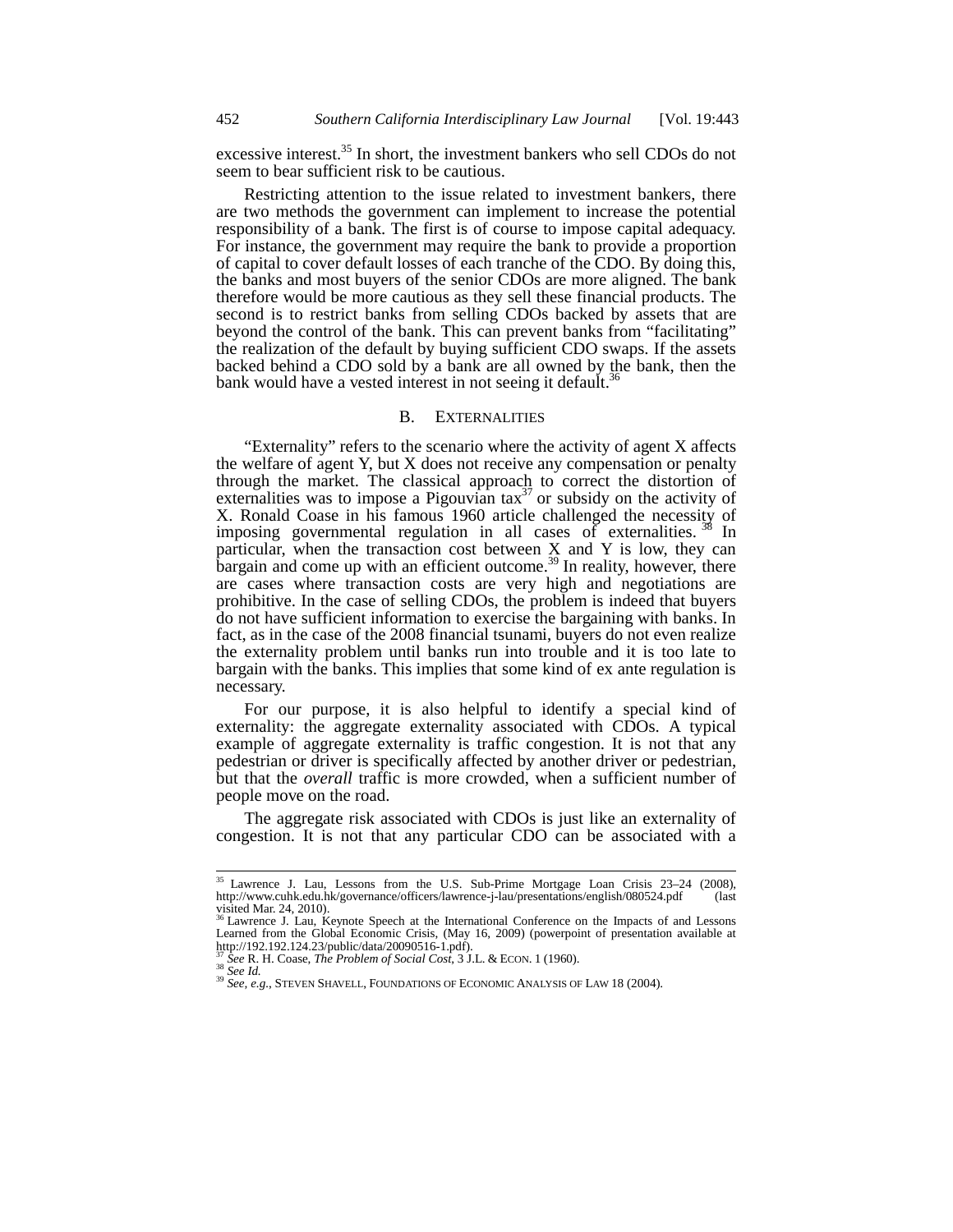excessive interest.[35] In short, the investment bankers who sell CDOs do not seem to bear sufficient risk to be cautious.

Restricting attention to the issue related to investment bankers, there are two methods the government can implement to increase the potential responsibility of a bank. The first is of course to impose capital adequacy. For instance, the government may require the bank to provide a proportion of capital to cover default losses of each tranche of the CDO. By doing this, the banks and most buyers of the senior CDOs are more aligned. The bank therefore would be more cautious as they sell these financial products. The second is to restrict banks from selling CDOs backed by assets that are beyond the control of the bank. This can prevent banks from "facilitating" the realization of the default by buying sufficient CDO swaps. If the assets backed behind a CDO sold by a bank are all owned by the bank, then the bank would have a vested interest in not seeing it default.[36]

## B. EXTERNALITIES

"Externality" refers to the scenario where the activity of agent X affects the welfare of agent Y, but X does not receive any compensation or penalty through the market. The classical approach to correct the distortion of externalities was to impose a Pigouvian tax[37] or subsidy on the activity of X. Ronald Coase in his famous 1960 article challenged the necessity of imposing governmental regulation in all cases of externalities.[38] In particular, when the transaction cost between X and Y is low, they can bargain and come up with an efficient outcome.[39] In reality, however, there are cases where transaction costs are very high and negotiations are prohibitive. In the case of selling CDOs, the problem is indeed that buyers do not have sufficient information to exercise the bargaining with banks. In fact, as in the case of the 2008 financial tsunami, buyers do not even realize the externality problem until banks run into trouble and it is too late to bargain with the banks. This implies that some kind of ex ante regulation is necessary.

For our purpose, it is also helpful to identify a special kind of externality: the aggregate externality associated with CDOs. A typical example of aggregate externality is traffic congestion. It is not that any pedestrian or driver is specifically affected by another driver or pedestrian, but that the *overall* traffic is more crowded, when a sufficient number of people move on the road.

The aggregate risk associated with CDOs is just like an externality of congestion. It is not that any particular CDO can be associated with a

---

[35] Lawrence J. Lau, Lessons from the U.S. Sub-Prime Mortgage Loan Crisis 23–24 (2008), http://www.cuhk.edu.hk/governance/officers/lawrence-j-lau/presentations/english/080524.pdf (last visited Mar. 24, 2010).

[36] Lawrence J. Lau, Keynote Speech at the International Conference on the Impacts of and Lessons Learned from the Global Economic Crisis, (May 16, 2009) (powerpoint of presentation available at http://192.192.124.23/public/data/20090516-1.pdf).

[37] *See* R. H. Coase, *The Problem of Social Cost*, 3 J.L. & ECON. 1 (1960).

[38] *See Id.*

[39] *See, e.g.*, STEVEN SHAVELL, FOUNDATIONS OF ECONOMIC ANALYSIS OF LAW 18 (2004).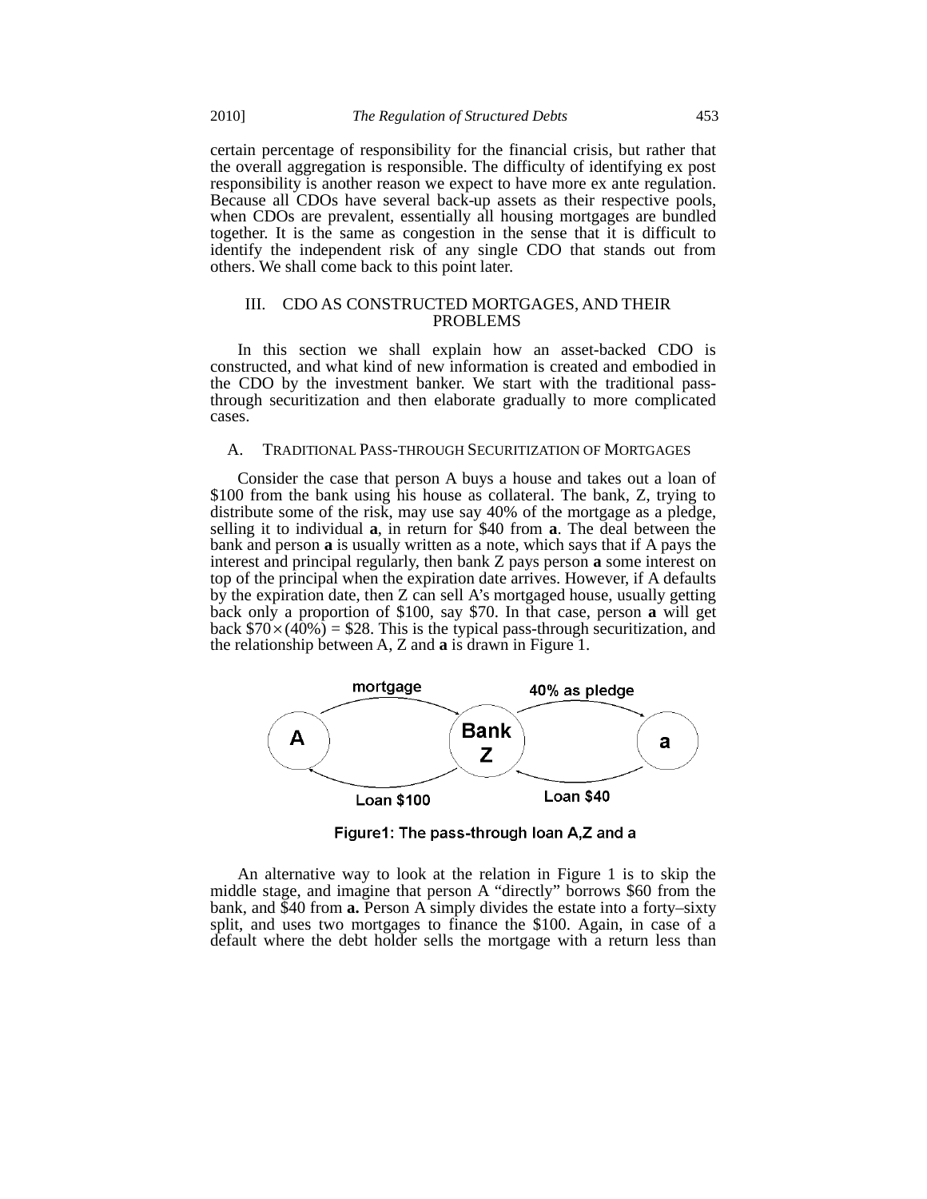certain percentage of responsibility for the financial crisis, but rather that the overall aggregation is responsible. The difficulty of identifying ex post responsibility is another reason we expect to have more ex ante regulation. Because all CDOs have several back-up assets as their respective pools, when CDOs are prevalent, essentially all housing mortgages are bundled together. It is the same as congestion in the sense that it is difficult to identify the independent risk of any single CDO that stands out from others. We shall come back to this point later.

## III. CDO AS CONSTRUCTED MORTGAGES, AND THEIR PROBLEMS

In this section we shall explain how an asset-backed CDO is constructed, and what kind of new information is created and embodied in the CDO by the investment banker. We start with the traditional pass-through securitization and then elaborate gradually to more complicated cases.

### A. TRADITIONAL PASS-THROUGH SECURITIZATION OF MORTGAGES

Consider the case that person A buys a house and takes out a loan of \$100 from the bank using his house as collateral. The bank, Z, trying to distribute some of the risk, may use say 40% of the mortgage as a pledge, selling it to individual **a**, in return for \$40 from **a**. The deal between the bank and person **a** is usually written as a note, which says that if A pays the interest and principal regularly, then bank Z pays person **a** some interest on top of the principal when the expiration date arrives. However, if A defaults by the expiration date, then Z can sell A's mortgaged house, usually getting back only a proportion of \$100, say \$70. In that case, person **a** will get back $\$70 \times (40\%) = \$28$. This is the typical pass-through securitization, and the relationship between A, Z and **a** is drawn in Figure 1.

Figure1: The pass-through loan A,Z and a

An alternative way to look at the relation in Figure 1 is to skip the middle stage, and imagine that person A "directly" borrows \$60 from the bank, and \$40 from **a.** Person A simply divides the estate into a forty–sixty split, and uses two mortgages to finance the \$100. Again, in case of a default where the debt holder sells the mortgage with a return less than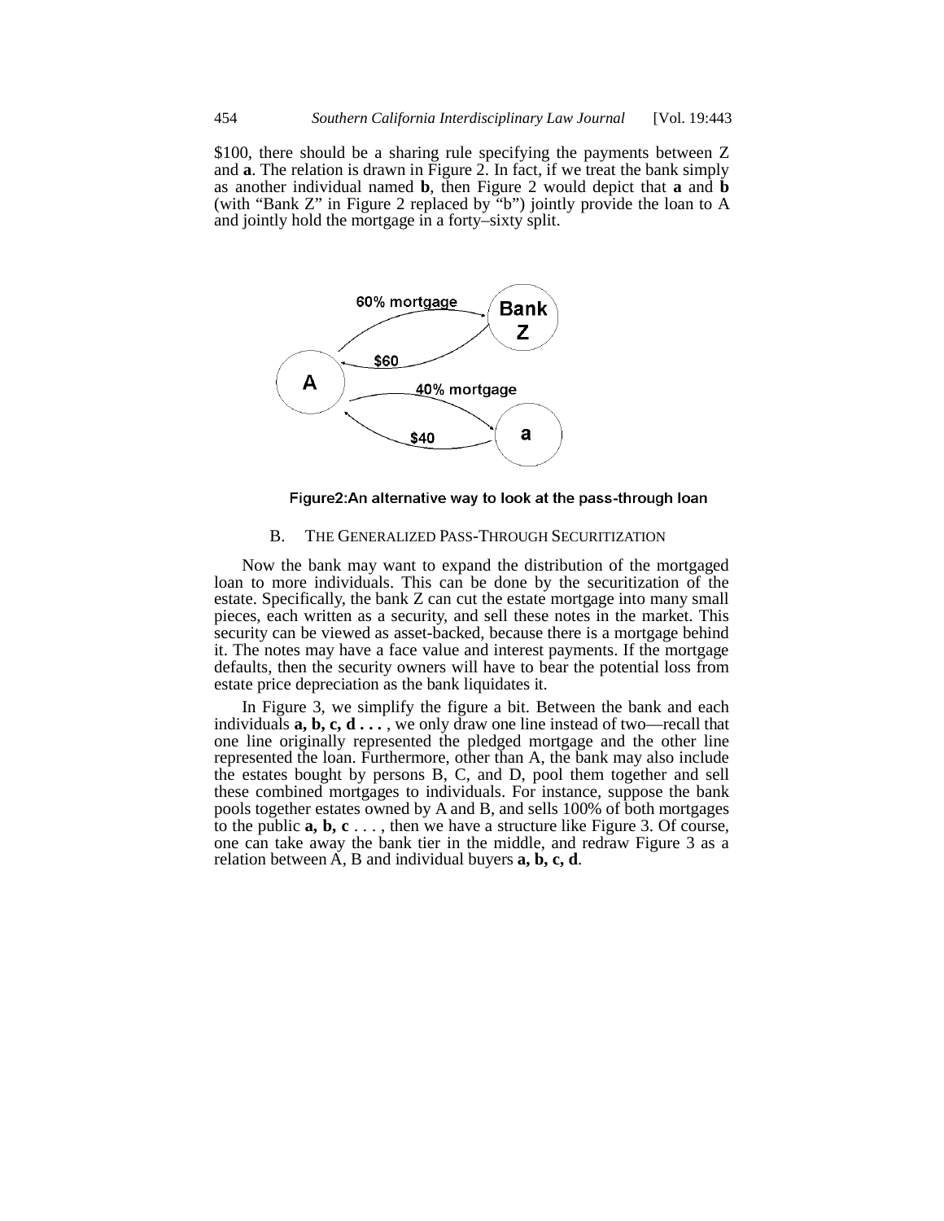$100, there should be a sharing rule specifying the payments between Z and **a**. The relation is drawn in Figure 2. In fact, if we treat the bank simply as another individual named **b**, then Figure 2 would depict that **a** and **b** (with "Bank Z" in Figure 2 replaced by "b") jointly provide the loan to A and jointly hold the mortgage in a forty–sixty split.

Figure2:An alternative way to look at the pass-through loan

### B. THE GENERALIZED PASS-THROUGH SECURITIZATION

Now the bank may want to expand the distribution of the mortgaged loan to more individuals. This can be done by the securitization of the estate. Specifically, the bank Z can cut the estate mortgage into many small pieces, each written as a security, and sell these notes in the market. This security can be viewed as asset-backed, because there is a mortgage behind it. The notes may have a face value and interest payments. If the mortgage defaults, then the security owners will have to bear the potential loss from estate price depreciation as the bank liquidates it.

In Figure 3, we simplify the figure a bit. Between the bank and each individuals **a, b, c, d . . .** , we only draw one line instead of two—recall that one line originally represented the pledged mortgage and the other line represented the loan. Furthermore, other than A, the bank may also include the estates bought by persons B, C, and D, pool them together and sell these combined mortgages to individuals. For instance, suppose the bank pools together estates owned by A and B, and sells 100% of both mortgages to the public **a, b, c** . . . , then we have a structure like Figure 3. Of course, one can take away the bank tier in the middle, and redraw Figure 3 as a relation between A, B and individual buyers **a, b, c, d**.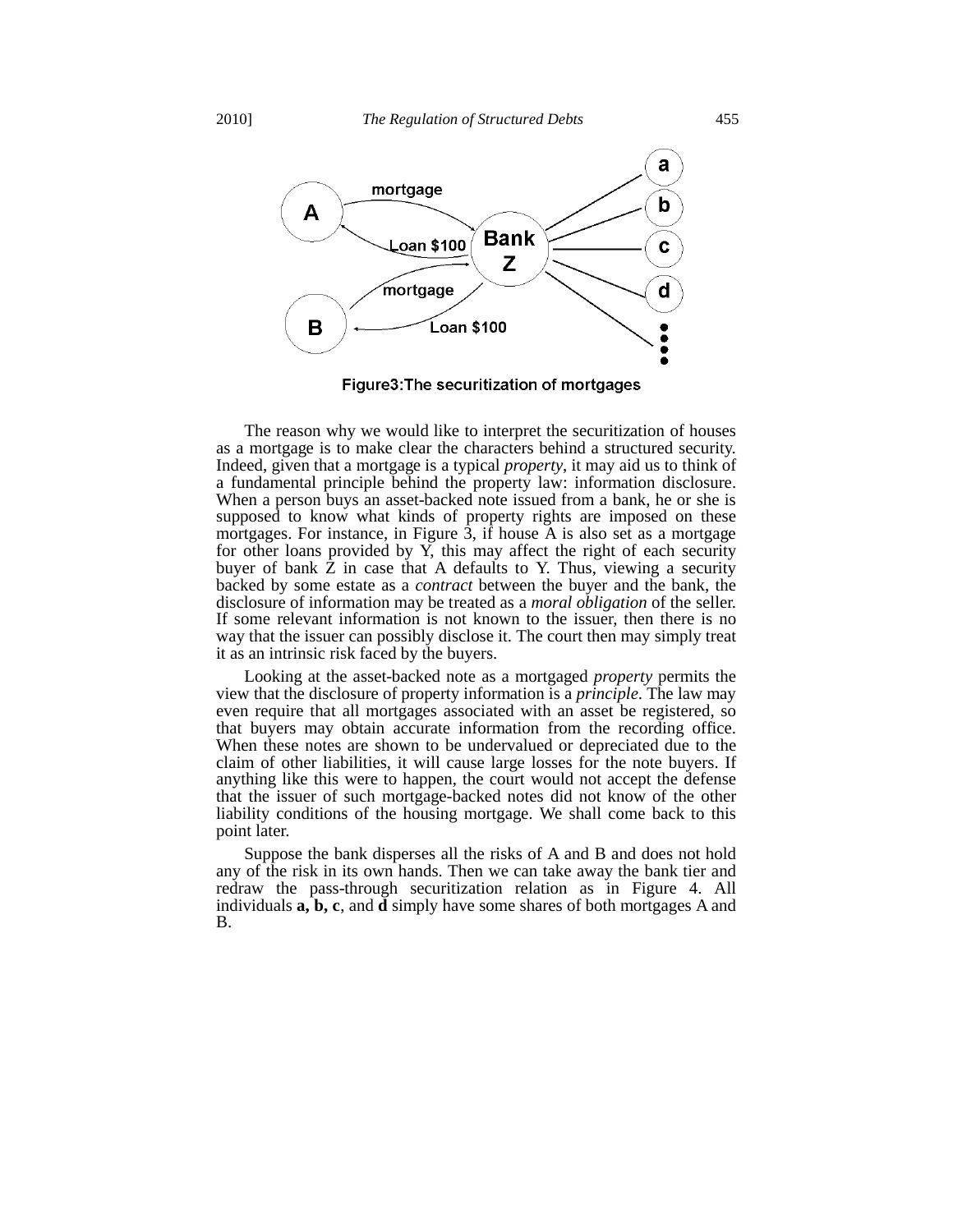Figure3:The securitization of mortgages

The reason why we would like to interpret the securitization of houses as a mortgage is to make clear the characters behind a structured security. Indeed, given that a mortgage is a typical *property*, it may aid us to think of a fundamental principle behind the property law: information disclosure. When a person buys an asset-backed note issued from a bank, he or she is supposed to know what kinds of property rights are imposed on these mortgages. For instance, in Figure 3, if house A is also set as a mortgage for other loans provided by Y, this may affect the right of each security buyer of bank Z in case that A defaults to Y. Thus, viewing a security backed by some estate as a *contract* between the buyer and the bank, the disclosure of information may be treated as a *moral obligation* of the seller. If some relevant information is not known to the issuer, then there is no way that the issuer can possibly disclose it. The court then may simply treat it as an intrinsic risk faced by the buyers.

Looking at the asset-backed note as a mortgaged *property* permits the view that the disclosure of property information is a *principle*. The law may even require that all mortgages associated with an asset be registered, so that buyers may obtain accurate information from the recording office. When these notes are shown to be undervalued or depreciated due to the claim of other liabilities, it will cause large losses for the note buyers. If anything like this were to happen, the court would not accept the defense that the issuer of such mortgage-backed notes did not know of the other liability conditions of the housing mortgage. We shall come back to this point later.

Suppose the bank disperses all the risks of A and B and does not hold any of the risk in its own hands. Then we can take away the bank tier and redraw the pass-through securitization relation as in Figure 4. All individuals **a, b, c**, and **d** simply have some shares of both mortgages A and B.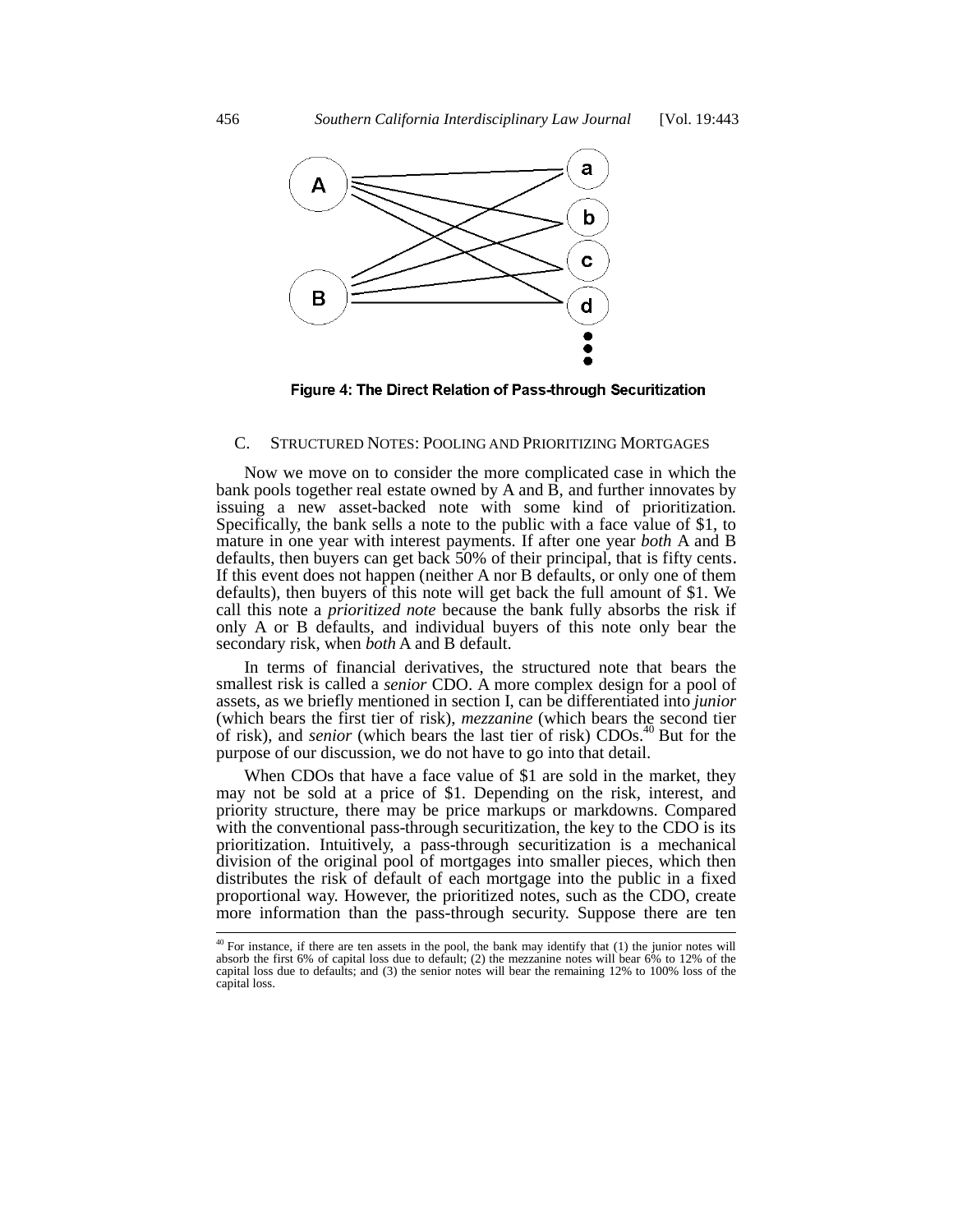Figure 4: The Direct Relation of Pass-through Securitization

## C. Structured Notes: Pooling and Prioritizing Mortgages

Now we move on to consider the more complicated case in which the bank pools together real estate owned by A and B, and further innovates by issuing a new asset-backed note with some kind of prioritization. Specifically, the bank sells a note to the public with a face value of $1, to mature in one year with interest payments. If after one year *both* A and B defaults, then buyers can get back 50% of their principal, that is fifty cents. If this event does not happen (neither A nor B defaults, or only one of them defaults), then buyers of this note will get back the full amount of $1. We call this note a *prioritized note* because the bank fully absorbs the risk if only A or B defaults, and individual buyers of this note only bear the secondary risk, when *both* A and B default.

In terms of financial derivatives, the structured note that bears the smallest risk is called a *senior* CDO. A more complex design for a pool of assets, as we briefly mentioned in section I, can be differentiated into *junior* (which bears the first tier of risk), *mezzanine* (which bears the second tier of risk), and *senior* (which bears the last tier of risk) CDOs.[40] But for the purpose of our discussion, we do not have to go into that detail.

When CDOs that have a face value of $1 are sold in the market, they may not be sold at a price of $1. Depending on the risk, interest, and priority structure, there may be price markups or markdowns. Compared with the conventional pass-through securitization, the key to the CDO is its prioritization. Intuitively, a pass-through securitization is a mechanical division of the original pool of mortgages into smaller pieces, which then distributes the risk of default of each mortgage into the public in a fixed proportional way. However, the prioritized notes, such as the CDO, create more information than the pass-through security. Suppose there are ten

---

[40] For instance, if there are ten assets in the pool, the bank may identify that (1) the junior notes will absorb the first 6% of capital loss due to default; (2) the mezzanine notes will bear 6% to 12% of the capital loss due to defaults; and (3) the senior notes will bear the remaining 12% to 100% loss of the capital loss.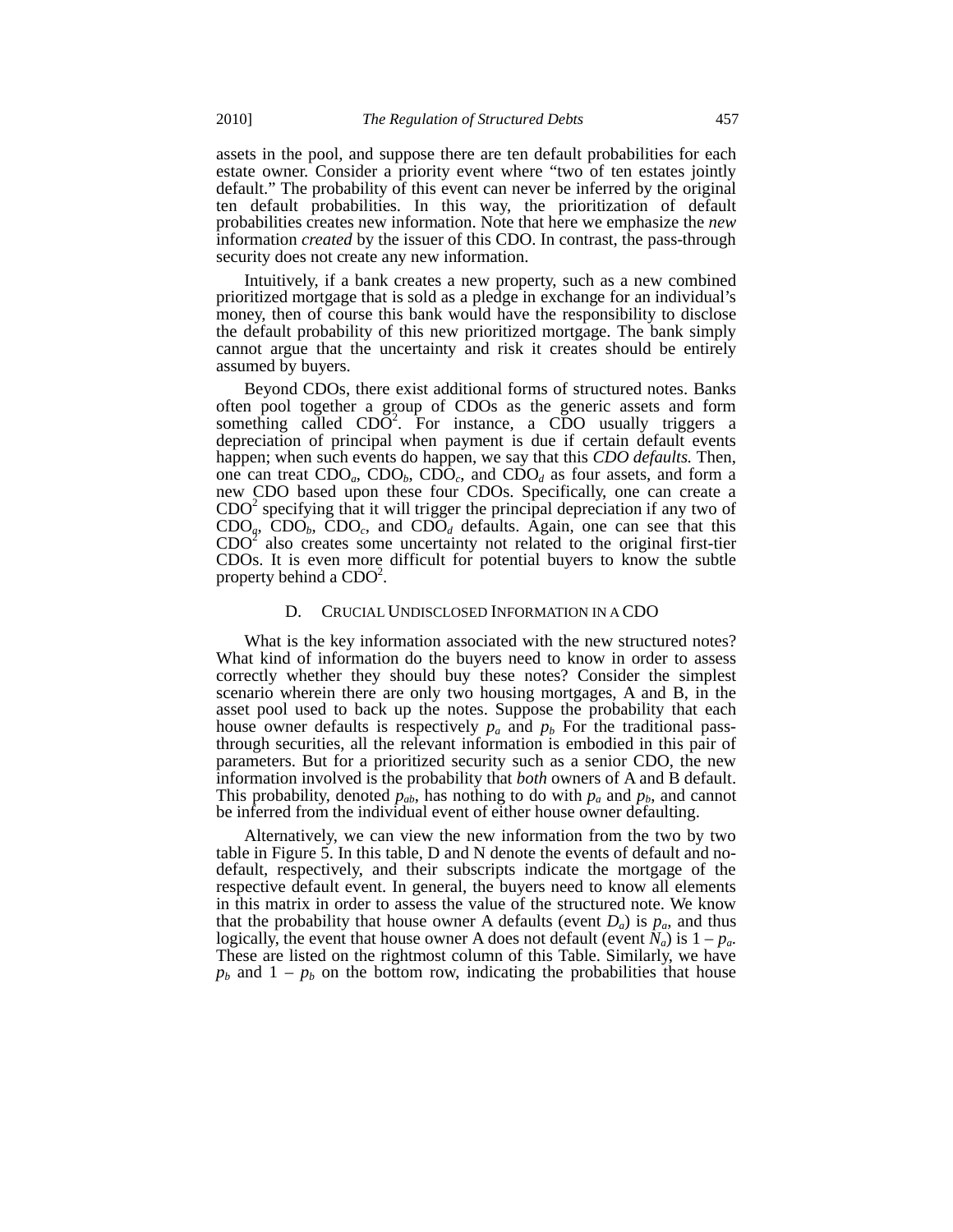assets in the pool, and suppose there are ten default probabilities for each estate owner. Consider a priority event where "two of ten estates jointly default." The probability of this event can never be inferred by the original ten default probabilities. In this way, the prioritization of default probabilities creates new information. Note that here we emphasize the *new* information *created* by the issuer of this CDO. In contrast, the pass-through security does not create any new information.

Intuitively, if a bank creates a new property, such as a new combined prioritized mortgage that is sold as a pledge in exchange for an individual's money, then of course this bank would have the responsibility to disclose the default probability of this new prioritized mortgage. The bank simply cannot argue that the uncertainty and risk it creates should be entirely assumed by buyers.

Beyond CDOs, there exist additional forms of structured notes. Banks often pool together a group of CDOs as the generic assets and form something called $CDO^2$. For instance, a CDO usually triggers a depreciation of principal when payment is due if certain default events happen; when such events do happen, we say that this *CDO defaults.* Then, one can treat $CDO_a$, $CDO_b$, $CDO_c$, and $CDO_d$ as four assets, and form a new CDO based upon these four CDOs. Specifically, one can create a $CDO^2$ specifying that it will trigger the principal depreciation if any two of $CDO_a$, $CDO_b$, $CDO_c$, and $CDO_d$ defaults. Again, one can see that this $CDO^2$ also creates some uncertainty not related to the original first-tier CDOs. It is even more difficult for potential buyers to know the subtle property behind a $CDO^2$.

### D. Crucial Undisclosed Information in a CDO

What is the key information associated with the new structured notes? What kind of information do the buyers need to know in order to assess correctly whether they should buy these notes? Consider the simplest scenario wherein there are only two housing mortgages, A and B, in the asset pool used to back up the notes. Suppose the probability that each house owner defaults is respectively $p_a$ and $p_b$ For the traditional pass-through securities, all the relevant information is embodied in this pair of parameters. But for a prioritized security such as a senior CDO, the new information involved is the probability that *both* owners of A and B default. This probability, denoted $p_{ab}$, has nothing to do with $p_a$ and $p_b$, and cannot be inferred from the individual event of either house owner defaulting.

Alternatively, we can view the new information from the two by two table in Figure 5. In this table, D and N denote the events of default and no-default, respectively, and their subscripts indicate the mortgage of the respective default event. In general, the buyers need to know all elements in this matrix in order to assess the value of the structured note. We know that the probability that house owner A defaults (event $D_a$) is $p_a$, and thus logically, the event that house owner A does not default (event $N_a$) is $1 - p_a$. These are listed on the rightmost column of this Table. Similarly, we have $p_b$ and $1 - p_b$ on the bottom row, indicating the probabilities that house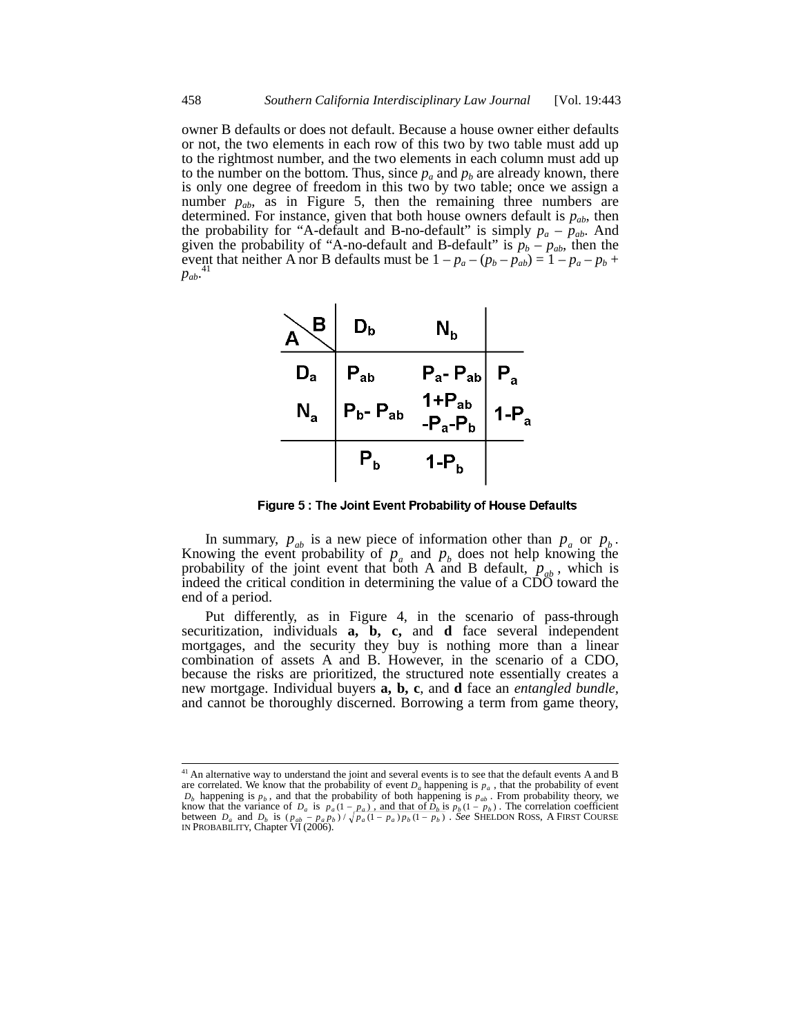owner B defaults or does not default. Because a house owner either defaults or not, the two elements in each row of this two by two table must add up to the rightmost number, and the two elements in each column must add up to the number on the bottom. Thus, since $p_a$ and $p_b$ are already known, there is only one degree of freedom in this two by two table; once we assign a number $p_{ab}$, as in Figure 5, then the remaining three numbers are determined. For instance, given that both house owners default is $p_{ab}$, then the probability for "A-default and B-no-default" is simply $p_a - p_{ab}$. And given the probability of "A-no-default and B-default" is $p_b - p_{ab}$, then the event that neither A nor B defaults must be $1 - p_a - (p_b - p_{ab}) = 1 - p_a - p_b + p_{ab}$.[41]

| A \ B | $D_b$ | $N_b$ | |
|---|---|---|---|
| $D_a$ | $P_{ab}$ | $P_a - P_{ab}$ | $P_a$ |
| $N_a$ | $P_b - P_{ab}$ | $1+P_{ab} - P_a - P_b$ | $1-P_a$ |
| | $P_b$ | $1-P_b$ | |

Figure 5 : The Joint Event Probability of House Defaults

In summary, $p_{ab}$ is a new piece of information other than $p_a$ or $p_b$. Knowing the event probability of $p_a$ and $p_b$ does not help knowing the probability of the joint event that both A and B default, $p_{ab}$, which is indeed the critical condition in determining the value of a CDO toward the end of a period.

Put differently, as in Figure 4, in the scenario of pass-through securitization, individuals **a, b, c,** and **d** face several independent mortgages, and the security they buy is nothing more than a linear combination of assets A and B. However, in the scenario of a CDO, because the risks are prioritized, the structured note essentially creates a new mortgage. Individual buyers **a, b, c**, and **d** face an *entangled bundle*, and cannot be thoroughly discerned. Borrowing a term from game theory,

---

[41] An alternative way to understand the joint and several events is to see that the default events A and B are correlated. We know that the probability of event $D_a$ happening is $p_a$, that the probability of event $D_b$ happening is $p_b$, and that the probability of both happening is $p_{ab}$. From probability theory, we know that the variance of $D_a$ is $p_a(1 - p_a)$, and that of $D_b$ is $p_b(1 - p_b)$. The correlation coefficient between $D_a$ and $D_b$ is $(p_{ab} - p_a p_b) / \sqrt{p_a(1 - p_a) p_b(1 - p_b)}$. *See* SHELDON ROSS, A FIRST COURSE IN PROBABILITY, Chapter VI (2006).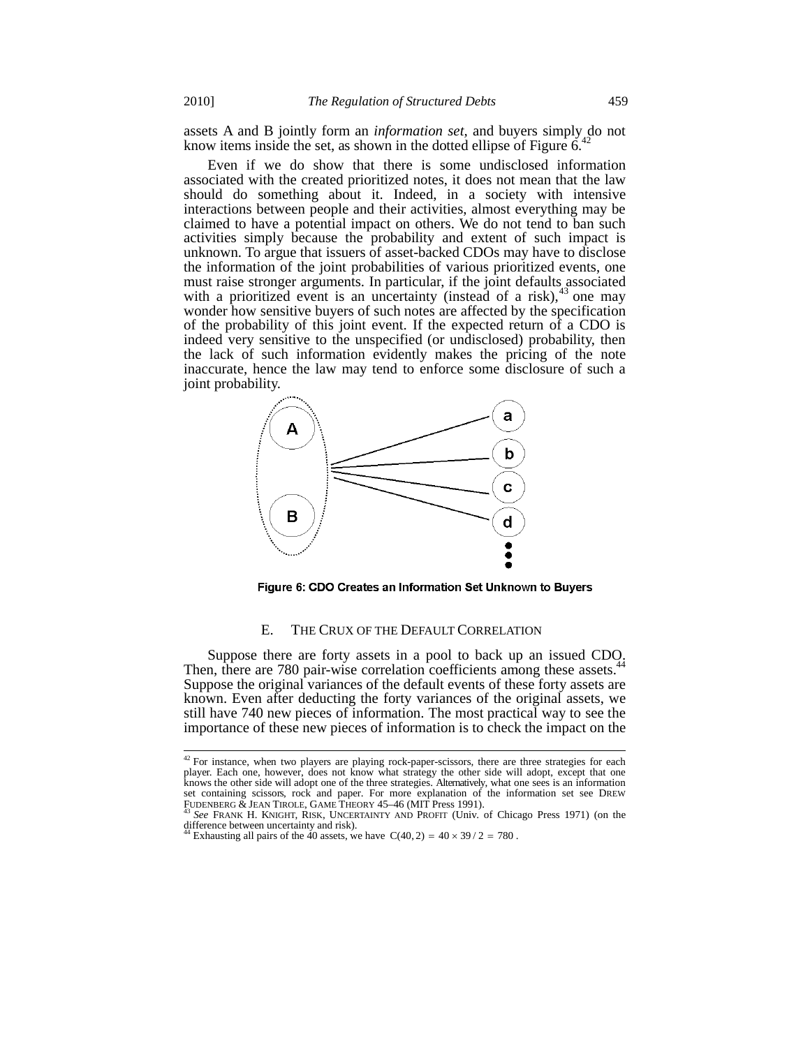assets A and B jointly form an *information set*, and buyers simply do not know items inside the set, as shown in the dotted ellipse of Figure 6.[42]

Even if we do show that there is some undisclosed information associated with the created prioritized notes, it does not mean that the law should do something about it. Indeed, in a society with intensive interactions between people and their activities, almost everything may be claimed to have a potential impact on others. We do not tend to ban such activities simply because the probability and extent of such impact is unknown. To argue that issuers of asset-backed CDOs may have to disclose the information of the joint probabilities of various prioritized events, one must raise stronger arguments. In particular, if the joint defaults associated with a prioritized event is an uncertainty (instead of a risk),[43] one may wonder how sensitive buyers of such notes are affected by the specification of the probability of this joint event. If the expected return of a CDO is indeed very sensitive to the unspecified (or undisclosed) probability, then the lack of such information evidently makes the pricing of the note inaccurate, hence the law may tend to enforce some disclosure of such a joint probability.

Figure 6: CDO Creates an Information Set Unknown to Buyers

### E. THE CRUX OF THE DEFAULT CORRELATION

Suppose there are forty assets in a pool to back up an issued CDO. Then, there are 780 pair-wise correlation coefficients among these assets.[44] Suppose the original variances of the default events of these forty assets are known. Even after deducting the forty variances of the original assets, we still have 740 new pieces of information. The most practical way to see the importance of these new pieces of information is to check the impact on the

---

[42] For instance, when two players are playing rock-paper-scissors, there are three strategies for each player. Each one, however, does not know what strategy the other side will adopt, except that one knows the other side will adopt one of the three strategies. Alternatively, what one sees is an information set containing scissors, rock and paper. For more explanation of the information set see DREW FUDENBERG & JEAN TIROLE, GAME THEORY 45–46 (MIT Press 1991).

[43] *See* FRANK H. KNIGHT, RISK, UNCERTAINTY AND PROFIT (Univ. of Chicago Press 1971) (on the difference between uncertainty and risk).

[44] Exhausting all pairs of the 40 assets, we have $C(40, 2) = 40 \times 39 / 2 = 780$ .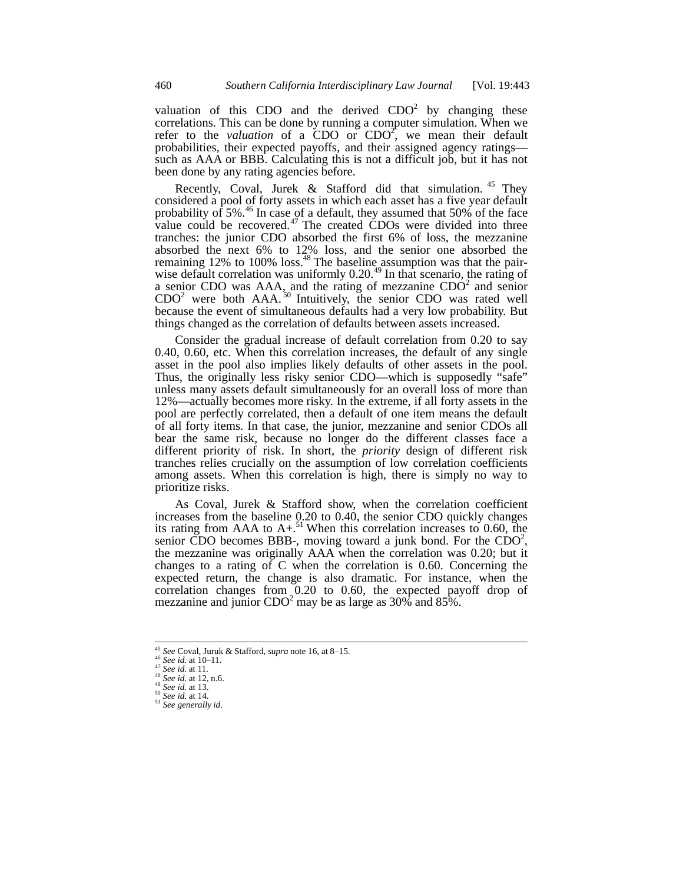valuation of this CDO and the derived $CDO^2$ by changing these correlations. This can be done by running a computer simulation. When we refer to the *valuation* of a CDO or $CDO^2$, we mean their default probabilities, their expected payoffs, and their assigned agency ratings—such as AAA or BBB. Calculating this is not a difficult job, but it has not been done by any rating agencies before.

Recently, Coval, Jurek & Stafford did that simulation.[45] They considered a pool of forty assets in which each asset has a five year default probability of 5%.[46] In case of a default, they assumed that 50% of the face value could be recovered.[47] The created CDOs were divided into three tranches: the junior CDO absorbed the first 6% of loss, the mezzanine absorbed the next 6% to 12% loss, and the senior one absorbed the remaining 12% to 100% loss.[48] The baseline assumption was that the pair-wise default correlation was uniformly 0.20.[49] In that scenario, the rating of a senior CDO was AAA, and the rating of mezzanine $CDO^2$ and senior $CDO^2$ were both AAA.[50] Intuitively, the senior CDO was rated well because the event of simultaneous defaults had a very low probability. But things changed as the correlation of defaults between assets increased.

Consider the gradual increase of default correlation from 0.20 to say 0.40, 0.60, etc. When this correlation increases, the default of any single asset in the pool also implies likely defaults of other assets in the pool. Thus, the originally less risky senior CDO—which is supposedly "safe" unless many assets default simultaneously for an overall loss of more than 12%—actually becomes more risky. In the extreme, if all forty assets in the pool are perfectly correlated, then a default of one item means the default of all forty items. In that case, the junior, mezzanine and senior CDOs all bear the same risk, because no longer do the different classes face a different priority of risk. In short, the *priority* design of different risk tranches relies crucially on the assumption of low correlation coefficients among assets. When this correlation is high, there is simply no way to prioritize risks.

As Coval, Jurek & Stafford show, when the correlation coefficient increases from the baseline 0.20 to 0.40, the senior CDO quickly changes its rating from AAA to A+.[51] When this correlation increases to 0.60, the senior CDO becomes BBB-, moving toward a junk bond. For the $CDO^2$, the mezzanine was originally AAA when the correlation was 0.20; but it changes to a rating of C when the correlation is 0.60. Concerning the expected return, the change is also dramatic. For instance, when the correlation changes from 0.20 to 0.60, the expected payoff drop of mezzanine and junior $CDO^2$ may be as large as 30% and 85%.

---

[45] *See* Coval, Juruk & Stafford, *supra* note 16, at 8–15.
[46] *See id.* at 10–11.
[47] *See id.* at 11.
[48] *See id.* at 12, n.6.
[49] *See id.* at 13.
[50] *See id.* at 14.
[51] *See generally id.*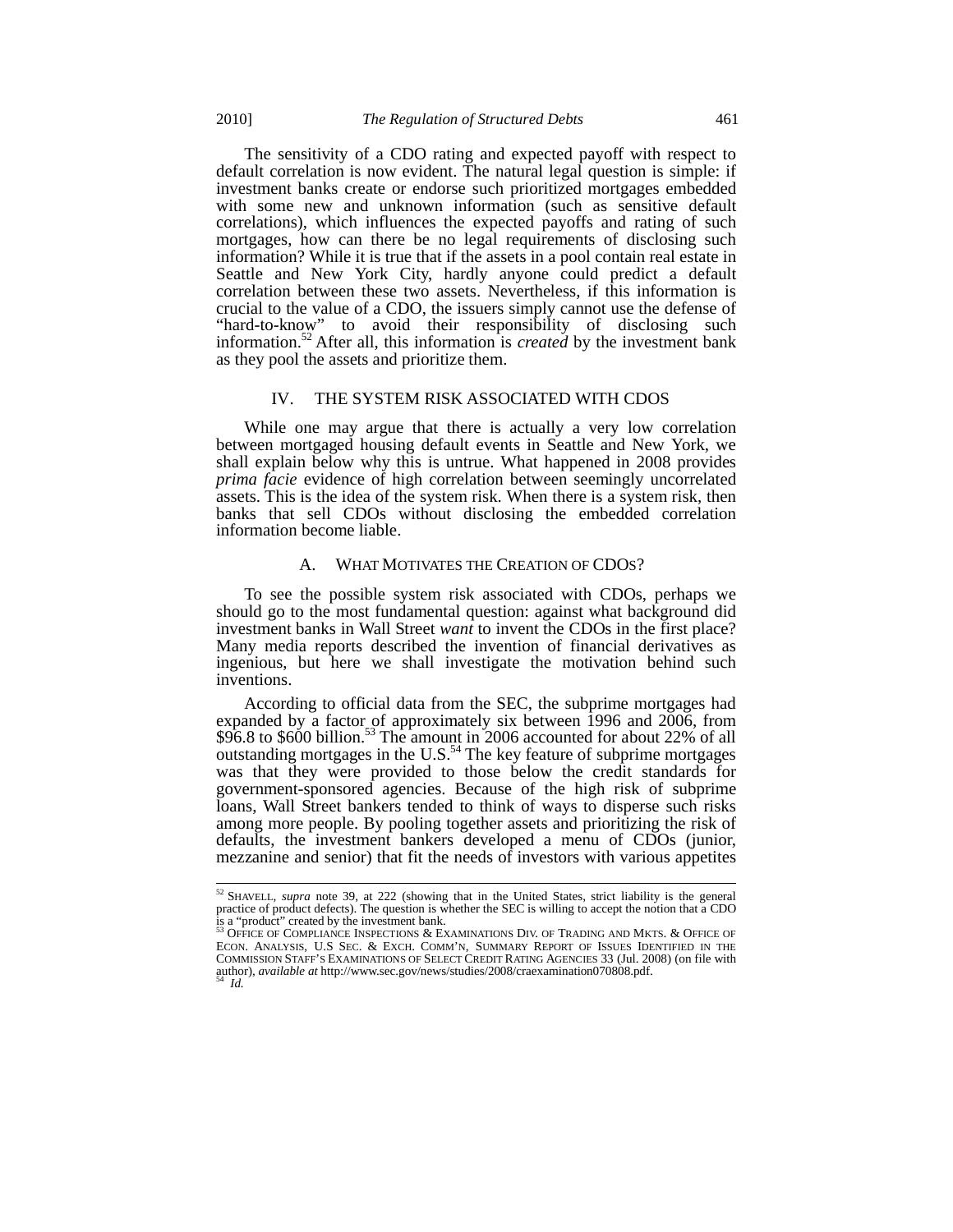The sensitivity of a CDO rating and expected payoff with respect to default correlation is now evident. The natural legal question is simple: if investment banks create or endorse such prioritized mortgages embedded with some new and unknown information (such as sensitive default correlations), which influences the expected payoffs and rating of such mortgages, how can there be no legal requirements of disclosing such information? While it is true that if the assets in a pool contain real estate in Seattle and New York City, hardly anyone could predict a default correlation between these two assets. Nevertheless, if this information is crucial to the value of a CDO, the issuers simply cannot use the defense of "hard-to-know" to avoid their responsibility of disclosing such information.[52] After all, this information is *created* by the investment bank as they pool the assets and prioritize them.

## IV. THE SYSTEM RISK ASSOCIATED WITH CDOS

While one may argue that there is actually a very low correlation between mortgaged housing default events in Seattle and New York, we shall explain below why this is untrue. What happened in 2008 provides *prima facie* evidence of high correlation between seemingly uncorrelated assets. This is the idea of the system risk. When there is a system risk, then banks that sell CDOs without disclosing the embedded correlation information become liable.

### A. WHAT MOTIVATES THE CREATION OF CDOS?

To see the possible system risk associated with CDOs, perhaps we should go to the most fundamental question: against what background did investment banks in Wall Street *want* to invent the CDOs in the first place? Many media reports described the invention of financial derivatives as ingenious, but here we shall investigate the motivation behind such inventions.

According to official data from the SEC, the subprime mortgages had expanded by a factor of approximately six between 1996 and 2006, from \$96.8 to \$600 billion.[53] The amount in 2006 accounted for about 22% of all outstanding mortgages in the U.S.[54] The key feature of subprime mortgages was that they were provided to those below the credit standards for government-sponsored agencies. Because of the high risk of subprime loans, Wall Street bankers tended to think of ways to disperse such risks among more people. By pooling together assets and prioritizing the risk of defaults, the investment bankers developed a menu of CDOs (junior, mezzanine and senior) that fit the needs of investors with various appetites

---

[52] SHAVELL, *supra* note 39, at 222 (showing that in the United States, strict liability is the general practice of product defects). The question is whether the SEC is willing to accept the notion that a CDO is a "product" created by the investment bank.

[53] OFFICE OF COMPLIANCE INSPECTIONS & EXAMINATIONS DIV. OF TRADING AND MKTS. & OFFICE OF ECON. ANALYSIS, U.S SEC. & EXCH. COMM'N, SUMMARY REPORT OF ISSUES IDENTIFIED IN THE COMMISSION STAFF'S EXAMINATIONS OF SELECT CREDIT RATING AGENCIES 33 (Jul. 2008) (on file with author), *available at* http://www.sec.gov/news/studies/2008/craexamination070808.pdf.

[54] *Id.*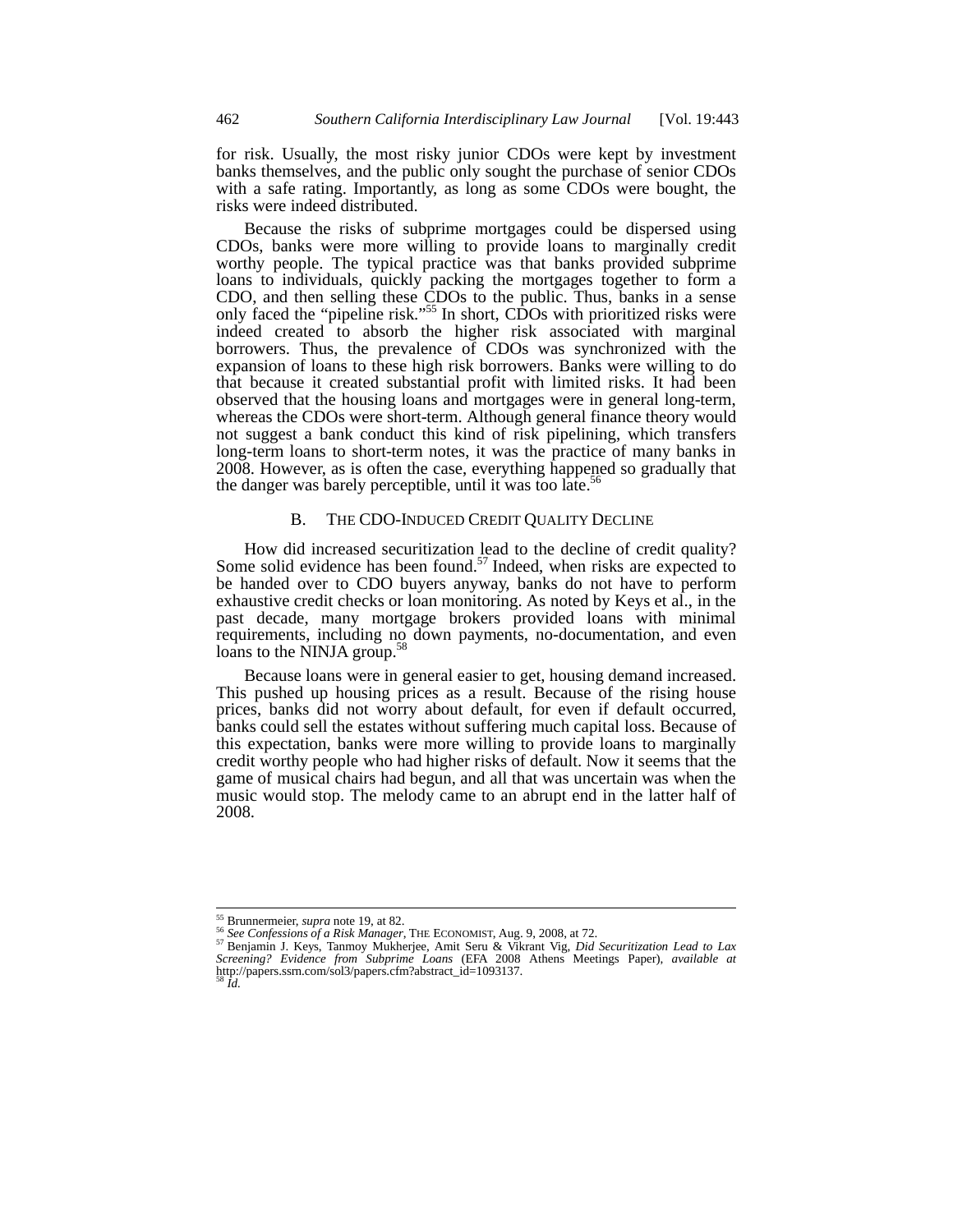for risk. Usually, the most risky junior CDOs were kept by investment banks themselves, and the public only sought the purchase of senior CDOs with a safe rating. Importantly, as long as some CDOs were bought, the risks were indeed distributed.

Because the risks of subprime mortgages could be dispersed using CDOs, banks were more willing to provide loans to marginally credit worthy people. The typical practice was that banks provided subprime loans to individuals, quickly packing the mortgages together to form a CDO, and then selling these CDOs to the public. Thus, banks in a sense only faced the "pipeline risk."[55] In short, CDOs with prioritized risks were indeed created to absorb the higher risk associated with marginal borrowers. Thus, the prevalence of CDOs was synchronized with the expansion of loans to these high risk borrowers. Banks were willing to do that because it created substantial profit with limited risks. It had been observed that the housing loans and mortgages were in general long-term, whereas the CDOs were short-term. Although general finance theory would not suggest a bank conduct this kind of risk pipelining, which transfers long-term loans to short-term notes, it was the practice of many banks in 2008. However, as is often the case, everything happened so gradually that the danger was barely perceptible, until it was too late.[56]

## B. THE CDO-INDUCED CREDIT QUALITY DECLINE

How did increased securitization lead to the decline of credit quality? Some solid evidence has been found.[57] Indeed, when risks are expected to be handed over to CDO buyers anyway, banks do not have to perform exhaustive credit checks or loan monitoring. As noted by Keys et al., in the past decade, many mortgage brokers provided loans with minimal requirements, including no down payments, no-documentation, and even loans to the NINJA group.[58]

Because loans were in general easier to get, housing demand increased. This pushed up housing prices as a result. Because of the rising house prices, banks did not worry about default, for even if default occurred, banks could sell the estates without suffering much capital loss. Because of this expectation, banks were more willing to provide loans to marginally credit worthy people who had higher risks of default. Now it seems that the game of musical chairs had begun, and all that was uncertain was when the music would stop. The melody came to an abrupt end in the latter half of 2008.

---

[55] Brunnermeier, *supra* note 19, at 82.

[56] *See Confessions of a Risk Manager*, THE ECONOMIST, Aug. 9, 2008, at 72.

[57] Benjamin J. Keys, Tanmoy Mukherjee, Amit Seru & Vikrant Vig, *Did Securitization Lead to Lax Screening? Evidence from Subprime Loans* (EFA 2008 Athens Meetings Paper), *available at* http://papers.ssrn.com/sol3/papers.cfm?abstract_id=1093137.

[58] *Id.*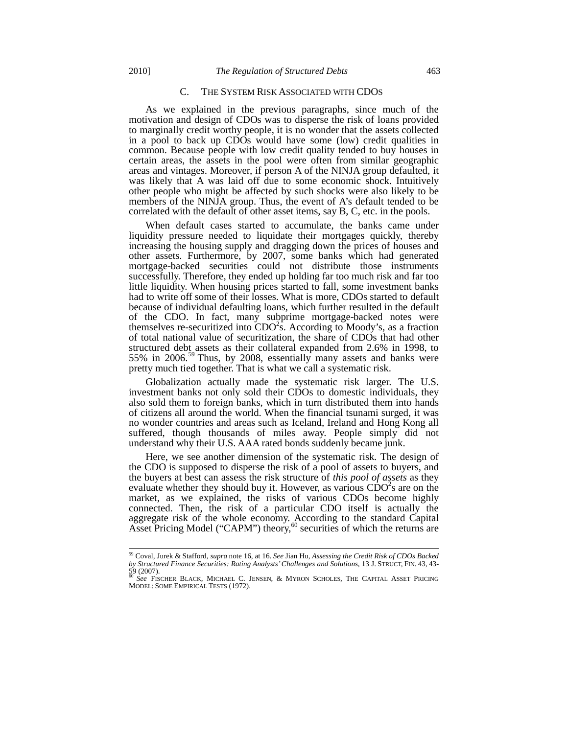### C. THE SYSTEM RISK ASSOCIATED WITH CDOS

As we explained in the previous paragraphs, since much of the motivation and design of CDOs was to disperse the risk of loans provided to marginally credit worthy people, it is no wonder that the assets collected in a pool to back up CDOs would have some (low) credit qualities in common. Because people with low credit quality tended to buy houses in certain areas, the assets in the pool were often from similar geographic areas and vintages. Moreover, if person A of the NINJA group defaulted, it was likely that A was laid off due to some economic shock. Intuitively other people who might be affected by such shocks were also likely to be members of the NINJA group. Thus, the event of A's default tended to be correlated with the default of other asset items, say B, C, etc. in the pools.

When default cases started to accumulate, the banks came under liquidity pressure needed to liquidate their mortgages quickly, thereby increasing the housing supply and dragging down the prices of houses and other assets. Furthermore, by 2007, some banks which had generated mortgage-backed securities could not distribute those instruments successfully. Therefore, they ended up holding far too much risk and far too little liquidity. When housing prices started to fall, some investment banks had to write off some of their losses. What is more, CDOs started to default because of individual defaulting loans, which further resulted in the default of the CDO. In fact, many subprime mortgage-backed notes were themselves re-securitized into $CDO^2$s. According to Moody's, as a fraction of total national value of securitization, the share of CDOs that had other structured debt assets as their collateral expanded from 2.6% in 1998, to 55% in 2006.[59] Thus, by 2008, essentially many assets and banks were pretty much tied together. That is what we call a systematic risk.

Globalization actually made the systematic risk larger. The U.S. investment banks not only sold their CDOs to domestic individuals, they also sold them to foreign banks, which in turn distributed them into hands of citizens all around the world. When the financial tsunami surged, it was no wonder countries and areas such as Iceland, Ireland and Hong Kong all suffered, though thousands of miles away. People simply did not understand why their U.S. AAA rated bonds suddenly became junk.

Here, we see another dimension of the systematic risk. The design of the CDO is supposed to disperse the risk of a pool of assets to buyers, and the buyers at best can assess the risk structure of *this pool of assets* as they evaluate whether they should buy it. However, as various $CDO^2$s are on the market, as we explained, the risks of various CDOs become highly connected. Then, the risk of a particular CDO itself is actually the aggregate risk of the whole economy. According to the standard Capital Asset Pricing Model ("CAPM") theory,[60] securities of which the returns are

---

[59] Coval, Jurek & Stafford, *supra* note 16, at 16. *See* Jian Hu, *Assessing the Credit Risk of CDOs Backed by Structured Finance Securities: Rating Analysts' Challenges and Solutions*, 13 J. STRUCT. FIN. 43, 43-59 (2007).

[60] *See* FISCHER BLACK, MICHAEL C. JENSEN, & MYRON SCHOLES, THE CAPITAL ASSET PRICING MODEL: SOME EMPIRICAL TESTS (1972).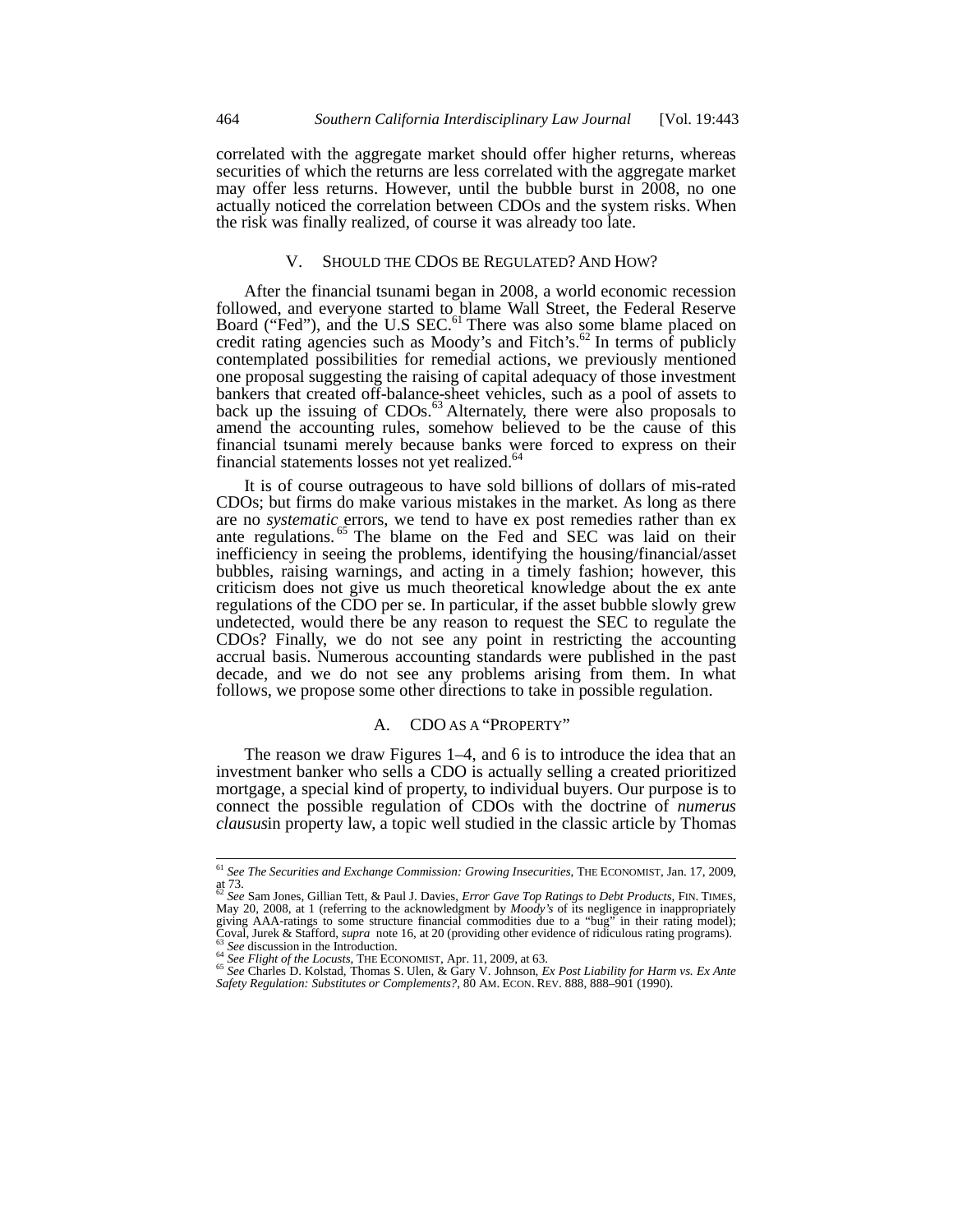correlated with the aggregate market should offer higher returns, whereas securities of which the returns are less correlated with the aggregate market may offer less returns. However, until the bubble burst in 2008, no one actually noticed the correlation between CDOs and the system risks. When the risk was finally realized, of course it was already too late.

## V. SHOULD THE CDOS BE REGULATED? AND HOW?

After the financial tsunami began in 2008, a world economic recession followed, and everyone started to blame Wall Street, the Federal Reserve Board ("Fed"), and the U.S SEC.[61] There was also some blame placed on credit rating agencies such as Moody's and Fitch's.[62] In terms of publicly contemplated possibilities for remedial actions, we previously mentioned one proposal suggesting the raising of capital adequacy of those investment bankers that created off-balance-sheet vehicles, such as a pool of assets to back up the issuing of CDOs.[63] Alternately, there were also proposals to amend the accounting rules, somehow believed to be the cause of this financial tsunami merely because banks were forced to express on their financial statements losses not yet realized.[64]

It is of course outrageous to have sold billions of dollars of mis-rated CDOs; but firms do make various mistakes in the market. As long as there are no *systematic* errors, we tend to have ex post remedies rather than ex ante regulations.[65] The blame on the Fed and SEC was laid on their inefficiency in seeing the problems, identifying the housing/financial/asset bubbles, raising warnings, and acting in a timely fashion; however, this criticism does not give us much theoretical knowledge about the ex ante regulations of the CDO per se. In particular, if the asset bubble slowly grew undetected, would there be any reason to request the SEC to regulate the CDOs? Finally, we do not see any point in restricting the accounting accrual basis. Numerous accounting standards were published in the past decade, and we do not see any problems arising from them. In what follows, we propose some other directions to take in possible regulation.

### A. CDO AS A "PROPERTY"

The reason we draw Figures 1–4, and 6 is to introduce the idea that an investment banker who sells a CDO is actually selling a created prioritized mortgage, a special kind of property, to individual buyers. Our purpose is to connect the possible regulation of CDOs with the doctrine of *numerus clausus*in property law, a topic well studied in the classic article by Thomas

---

[61] *See The Securities and Exchange Commission: Growing Insecurities*, THE ECONOMIST, Jan. 17, 2009, at 73.

[62] *See* Sam Jones, Gillian Tett, & Paul J. Davies, *Error Gave Top Ratings to Debt Products*, FIN. TIMES, May 20, 2008, at 1 (referring to the acknowledgment by *Moody's* of its negligence in inappropriately giving AAA-ratings to some structure financial commodities due to a "bug" in their rating model); Coval, Jurek & Stafford, *supra* note 16, at 20 (providing other evidence of ridiculous rating programs).

[63] *See* discussion in the Introduction.

[64] *See Flight of the Locusts*, THE ECONOMIST, Apr. 11, 2009, at 63.

[65] *See* Charles D. Kolstad, Thomas S. Ulen, & Gary V. Johnson, *Ex Post Liability for Harm vs. Ex Ante Safety Regulation: Substitutes or Complements?*, 80 AM. ECON. REV. 888, 888–901 (1990).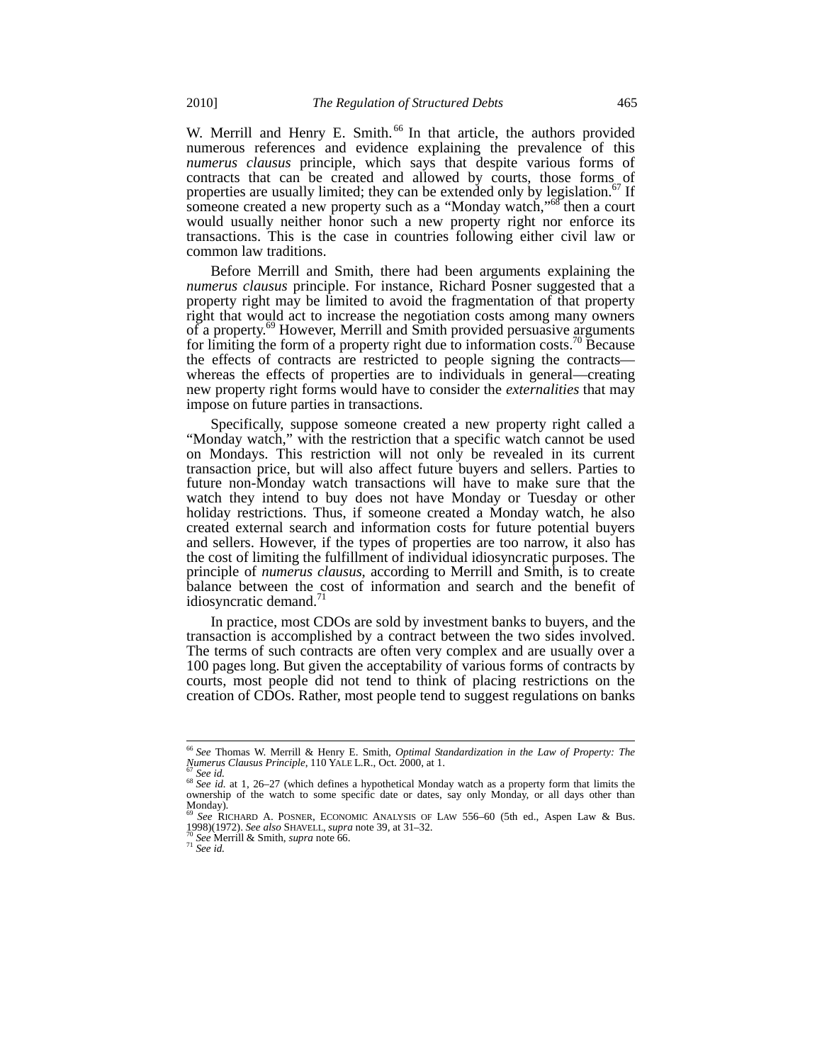W. Merrill and Henry E. Smith.[66] In that article, the authors provided numerous references and evidence explaining the prevalence of this *numerus clausus* principle, which says that despite various forms of contracts that can be created and allowed by courts, those forms of properties are usually limited; they can be extended only by legislation.[67] If someone created a new property such as a "Monday watch,"[68] then a court would usually neither honor such a new property right nor enforce its transactions. This is the case in countries following either civil law or common law traditions.

Before Merrill and Smith, there had been arguments explaining the *numerus clausus* principle. For instance, Richard Posner suggested that a property right may be limited to avoid the fragmentation of that property right that would act to increase the negotiation costs among many owners of a property.[69] However, Merrill and Smith provided persuasive arguments for limiting the form of a property right due to information costs.[70] Because the effects of contracts are restricted to people signing the contracts—whereas the effects of properties are to individuals in general—creating new property right forms would have to consider the *externalities* that may impose on future parties in transactions.

Specifically, suppose someone created a new property right called a "Monday watch," with the restriction that a specific watch cannot be used on Mondays. This restriction will not only be revealed in its current transaction price, but will also affect future buyers and sellers. Parties to future non-Monday watch transactions will have to make sure that the watch they intend to buy does not have Monday or Tuesday or other holiday restrictions. Thus, if someone created a Monday watch, he also created external search and information costs for future potential buyers and sellers. However, if the types of properties are too narrow, it also has the cost of limiting the fulfillment of individual idiosyncratic purposes. The principle of *numerus clausus*, according to Merrill and Smith, is to create balance between the cost of information and search and the benefit of idiosyncratic demand.[71]

In practice, most CDOs are sold by investment banks to buyers, and the transaction is accomplished by a contract between the two sides involved. The terms of such contracts are often very complex and are usually over a 100 pages long. But given the acceptability of various forms of contracts by courts, most people did not tend to think of placing restrictions on the creation of CDOs. Rather, most people tend to suggest regulations on banks

---

[66] *See* Thomas W. Merrill & Henry E. Smith, *Optimal Standardization in the Law of Property: The Numerus Clausus Principle*, 110 YALE L.R., Oct. 2000, at 1.

[67] *See id.*

[68] *See id.* at 1, 26–27 (which defines a hypothetical Monday watch as a property form that limits the ownership of the watch to some specific date or dates, say only Monday, or all days other than Monday).

[69] *See* RICHARD A. POSNER, ECONOMIC ANALYSIS OF LAW 556–60 (5th ed., Aspen Law & Bus. 1998)(1972). *See also* SHAVELL, *supra* note 39, at 31–32.

[70] *See* Merrill & Smith, *supra* note 66.

[71] *See id.*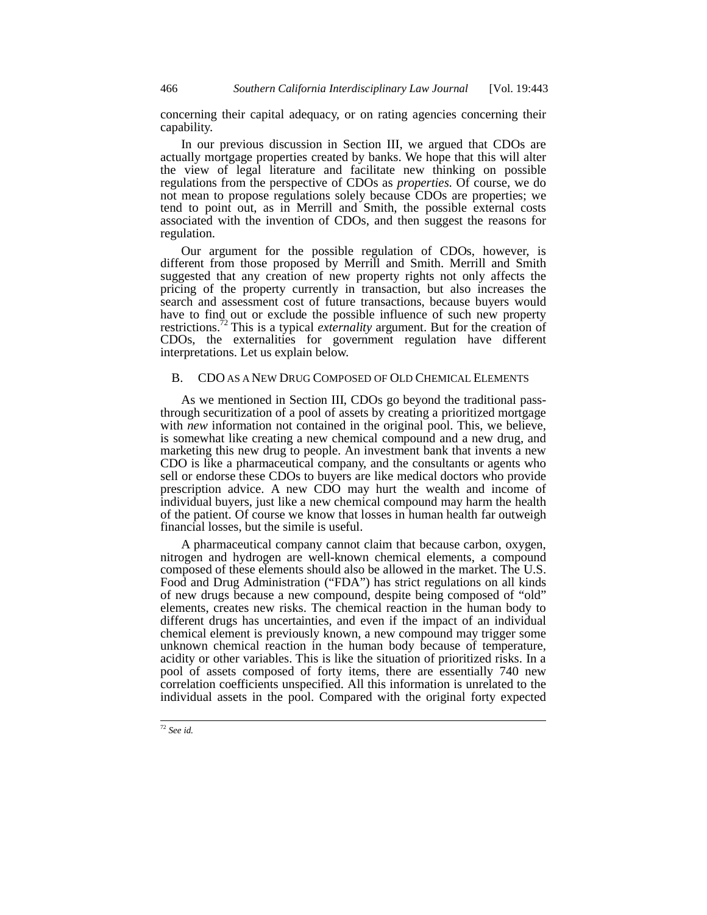concerning their capital adequacy, or on rating agencies concerning their capability.

In our previous discussion in Section III, we argued that CDOs are actually mortgage properties created by banks. We hope that this will alter the view of legal literature and facilitate new thinking on possible regulations from the perspective of CDOs as *properties*. Of course, we do not mean to propose regulations solely because CDOs are properties; we tend to point out, as in Merrill and Smith, the possible external costs associated with the invention of CDOs, and then suggest the reasons for regulation.

Our argument for the possible regulation of CDOs, however, is different from those proposed by Merrill and Smith. Merrill and Smith suggested that any creation of new property rights not only affects the pricing of the property currently in transaction, but also increases the search and assessment cost of future transactions, because buyers would have to find out or exclude the possible influence of such new property restrictions.[72] This is a typical *externality* argument. But for the creation of CDOs, the externalities for government regulation have different interpretations. Let us explain below.

## B. CDO as a New Drug Composed of Old Chemical Elements

As we mentioned in Section III, CDOs go beyond the traditional pass-through securitization of a pool of assets by creating a prioritized mortgage with *new* information not contained in the original pool. This, we believe, is somewhat like creating a new chemical compound and a new drug, and marketing this new drug to people. An investment bank that invents a new CDO is like a pharmaceutical company, and the consultants or agents who sell or endorse these CDOs to buyers are like medical doctors who provide prescription advice. A new CDO may hurt the wealth and income of individual buyers, just like a new chemical compound may harm the health of the patient. Of course we know that losses in human health far outweigh financial losses, but the simile is useful.

A pharmaceutical company cannot claim that because carbon, oxygen, nitrogen and hydrogen are well-known chemical elements, a compound composed of these elements should also be allowed in the market. The U.S. Food and Drug Administration ("FDA") has strict regulations on all kinds of new drugs because a new compound, despite being composed of "old" elements, creates new risks. The chemical reaction in the human body to different drugs has uncertainties, and even if the impact of an individual chemical element is previously known, a new compound may trigger some unknown chemical reaction in the human body because of temperature, acidity or other variables. This is like the situation of prioritized risks. In a pool of assets composed of forty items, there are essentially 740 new correlation coefficients unspecified. All this information is unrelated to the individual assets in the pool. Compared with the original forty expected

---

[72] *See id.*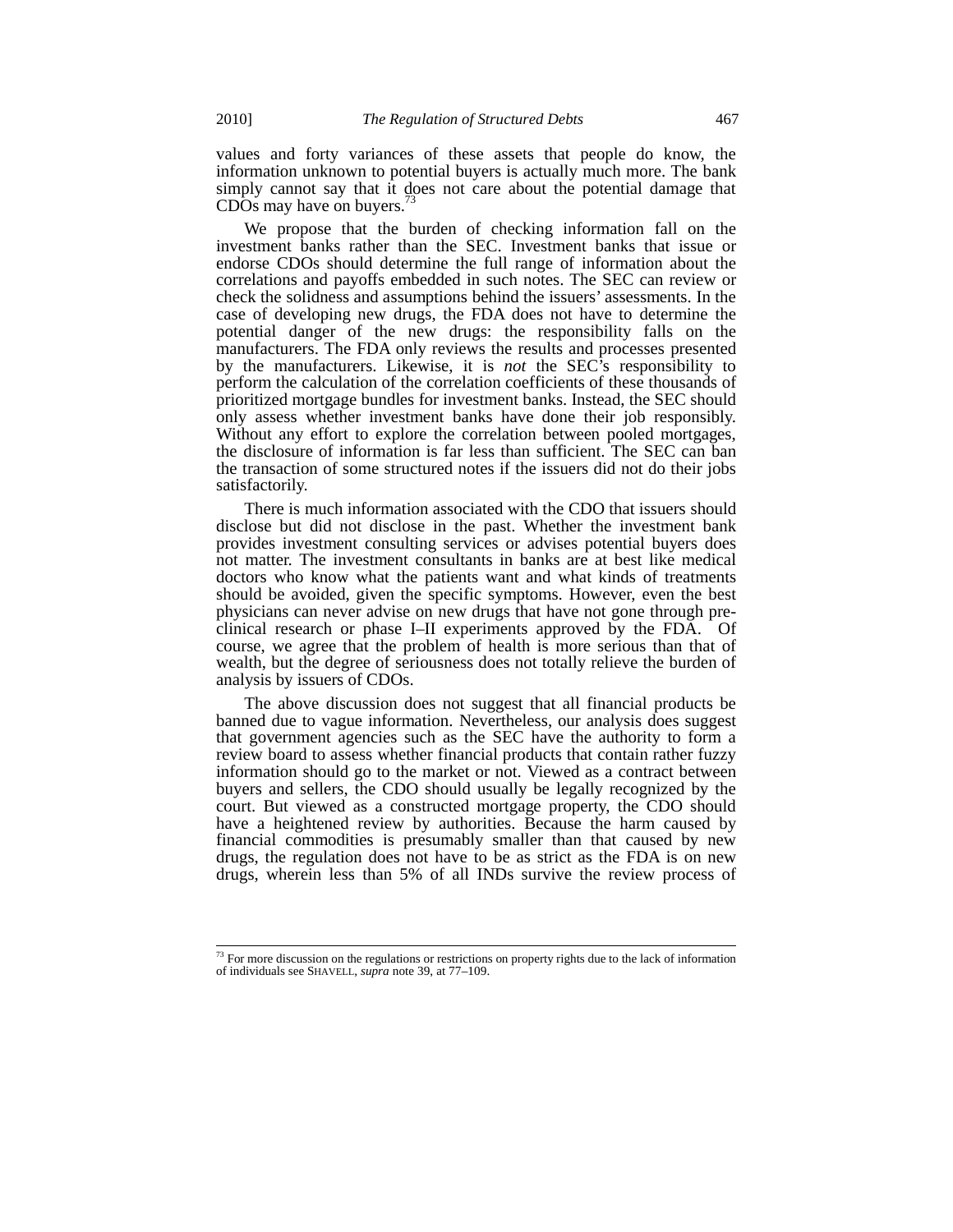values and forty variances of these assets that people do know, the information unknown to potential buyers is actually much more. The bank simply cannot say that it does not care about the potential damage that CDOs may have on buyers.[73]

We propose that the burden of checking information fall on the investment banks rather than the SEC. Investment banks that issue or endorse CDOs should determine the full range of information about the correlations and payoffs embedded in such notes. The SEC can review or check the solidness and assumptions behind the issuers' assessments. In the case of developing new drugs, the FDA does not have to determine the potential danger of the new drugs: the responsibility falls on the manufacturers. The FDA only reviews the results and processes presented by the manufacturers. Likewise, it is *not* the SEC's responsibility to perform the calculation of the correlation coefficients of these thousands of prioritized mortgage bundles for investment banks. Instead, the SEC should only assess whether investment banks have done their job responsibly. Without any effort to explore the correlation between pooled mortgages, the disclosure of information is far less than sufficient. The SEC can ban the transaction of some structured notes if the issuers did not do their jobs satisfactorily.

There is much information associated with the CDO that issuers should disclose but did not disclose in the past. Whether the investment bank provides investment consulting services or advises potential buyers does not matter. The investment consultants in banks are at best like medical doctors who know what the patients want and what kinds of treatments should be avoided, given the specific symptoms. However, even the best physicians can never advise on new drugs that have not gone through pre-clinical research or phase I–II experiments approved by the FDA. Of course, we agree that the problem of health is more serious than that of wealth, but the degree of seriousness does not totally relieve the burden of analysis by issuers of CDOs.

The above discussion does not suggest that all financial products be banned due to vague information. Nevertheless, our analysis does suggest that government agencies such as the SEC have the authority to form a review board to assess whether financial products that contain rather fuzzy information should go to the market or not. Viewed as a contract between buyers and sellers, the CDO should usually be legally recognized by the court. But viewed as a constructed mortgage property, the CDO should have a heightened review by authorities. Because the harm caused by financial commodities is presumably smaller than that caused by new drugs, the regulation does not have to be as strict as the FDA is on new drugs, wherein less than 5% of all INDs survive the review process of

---

[73] For more discussion on the regulations or restrictions on property rights due to the lack of information of individuals see SHAVELL, *supra* note 39, at 77–109.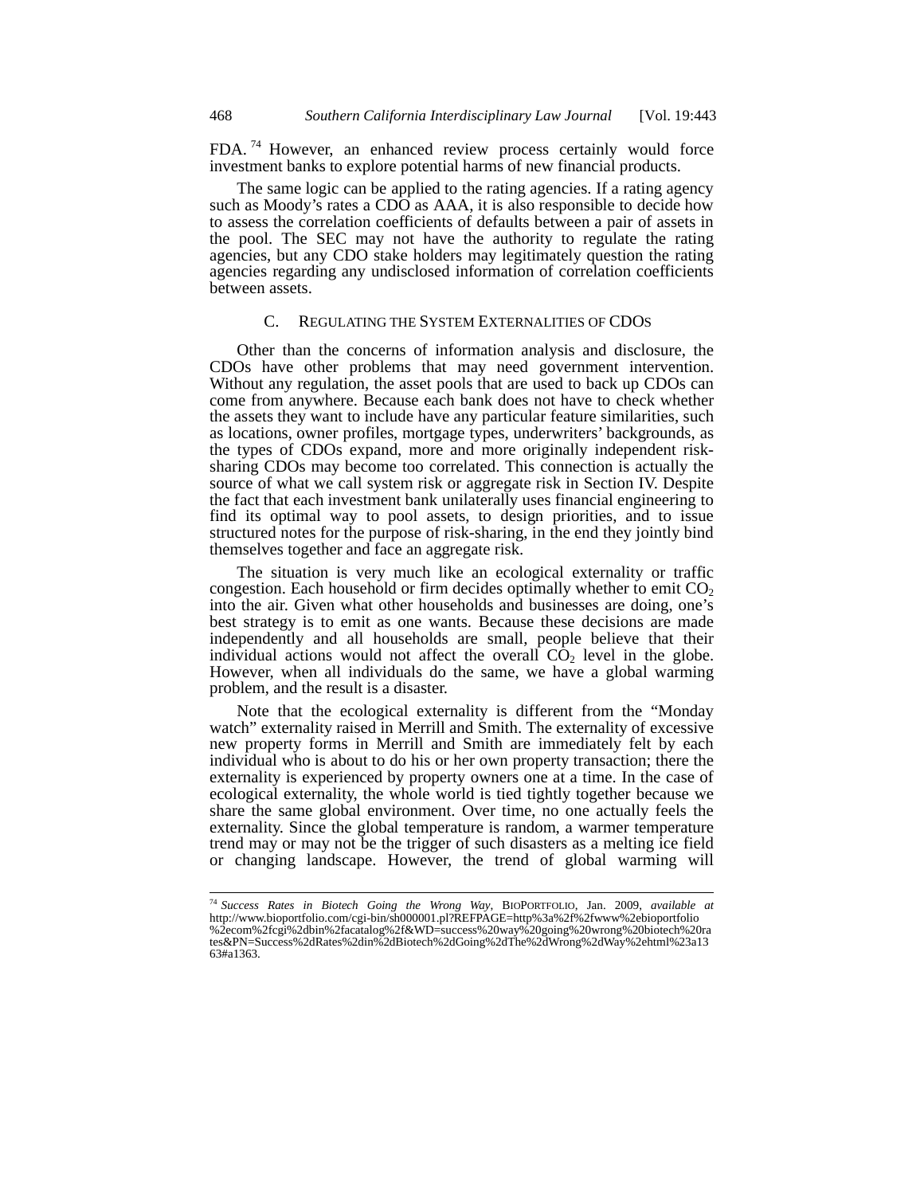FDA.[74] However, an enhanced review process certainly would force investment banks to explore potential harms of new financial products.

The same logic can be applied to the rating agencies. If a rating agency such as Moody's rates a CDO as AAA, it is also responsible to decide how to assess the correlation coefficients of defaults between a pair of assets in the pool. The SEC may not have the authority to regulate the rating agencies, but any CDO stake holders may legitimately question the rating agencies regarding any undisclosed information of correlation coefficients between assets.

### C. REGULATING THE SYSTEM EXTERNALITIES OF CDOS

Other than the concerns of information analysis and disclosure, the CDOs have other problems that may need government intervention. Without any regulation, the asset pools that are used to back up CDOs can come from anywhere. Because each bank does not have to check whether the assets they want to include have any particular feature similarities, such as locations, owner profiles, mortgage types, underwriters' backgrounds, as the types of CDOs expand, more and more originally independent risk-sharing CDOs may become too correlated. This connection is actually the source of what we call system risk or aggregate risk in Section IV. Despite the fact that each investment bank unilaterally uses financial engineering to find its optimal way to pool assets, to design priorities, and to issue structured notes for the purpose of risk-sharing, in the end they jointly bind themselves together and face an aggregate risk.

The situation is very much like an ecological externality or traffic congestion. Each household or firm decides optimally whether to emit $CO_2$ into the air. Given what other households and businesses are doing, one's best strategy is to emit as one wants. Because these decisions are made independently and all households are small, people believe that their individual actions would not affect the overall $CO_2$ level in the globe. However, when all individuals do the same, we have a global warming problem, and the result is a disaster.

Note that the ecological externality is different from the "Monday watch" externality raised in Merrill and Smith. The externality of excessive new property forms in Merrill and Smith are immediately felt by each individual who is about to do his or her own property transaction; there the externality is experienced by property owners one at a time. In the case of ecological externality, the whole world is tied tightly together because we share the same global environment. Over time, no one actually feels the externality. Since the global temperature is random, a warmer temperature trend may or may not be the trigger of such disasters as a melting ice field or changing landscape. However, the trend of global warming will

---

[74] *Success Rates in Biotech Going the Wrong Way*, BIOPORTFOLIO, Jan. 2009, *available at* http://www.bioportfolio.com/cgi-bin/sh000001.pl?REFPAGE=http%3a%2f%2fwww%2ebioportfolio%2ecom%2fcgi%2dbin%2facatalog%2f&WD=success%20way%20going%20wrong%20biotech%20rates&PN=Success%2dRates%2din%2dBiotech%2dGoing%2dThe%2dWrong%2dWay%2ehtml%23a1363#a1363.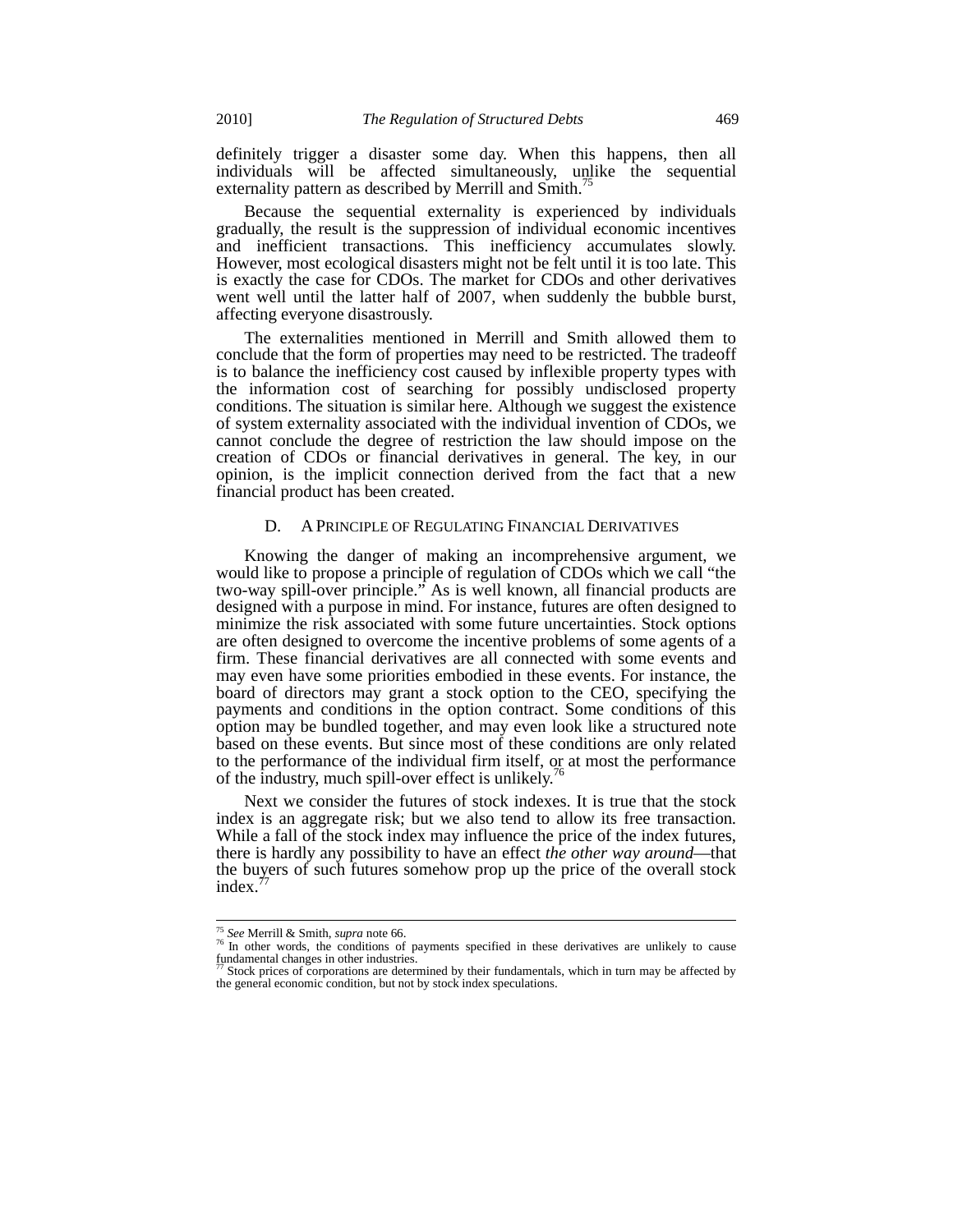definitely trigger a disaster some day. When this happens, then all individuals will be affected simultaneously, unlike the sequential externality pattern as described by Merrill and Smith.[75]

Because the sequential externality is experienced by individuals gradually, the result is the suppression of individual economic incentives and inefficient transactions. This inefficiency accumulates slowly. However, most ecological disasters might not be felt until it is too late. This is exactly the case for CDOs. The market for CDOs and other derivatives went well until the latter half of 2007, when suddenly the bubble burst, affecting everyone disastrously.

The externalities mentioned in Merrill and Smith allowed them to conclude that the form of properties may need to be restricted. The tradeoff is to balance the inefficiency cost caused by inflexible property types with the information cost of searching for possibly undisclosed property conditions. The situation is similar here. Although we suggest the existence of system externality associated with the individual invention of CDOs, we cannot conclude the degree of restriction the law should impose on the creation of CDOs or financial derivatives in general. The key, in our opinion, is the implicit connection derived from the fact that a new financial product has been created.

### D. A Principle of Regulating Financial Derivatives

Knowing the danger of making an incomprehensive argument, we would like to propose a principle of regulation of CDOs which we call "the two-way spill-over principle." As is well known, all financial products are designed with a purpose in mind. For instance, futures are often designed to minimize the risk associated with some future uncertainties. Stock options are often designed to overcome the incentive problems of some agents of a firm. These financial derivatives are all connected with some events and may even have some priorities embodied in these events. For instance, the board of directors may grant a stock option to the CEO, specifying the payments and conditions in the option contract. Some conditions of this option may be bundled together, and may even look like a structured note based on these events. But since most of these conditions are only related to the performance of the individual firm itself, or at most the performance of the industry, much spill-over effect is unlikely.[76]

Next we consider the futures of stock indexes. It is true that the stock index is an aggregate risk; but we also tend to allow its free transaction. While a fall of the stock index may influence the price of the index futures, there is hardly any possibility to have an effect *the other way around*—that the buyers of such futures somehow prop up the price of the overall stock index.[77]

---

[75] *See* Merrill & Smith, *supra* note 66.

[76] In other words, the conditions of payments specified in these derivatives are unlikely to cause fundamental changes in other industries.

[77] Stock prices of corporations are determined by their fundamentals, which in turn may be affected by the general economic condition, but not by stock index speculations.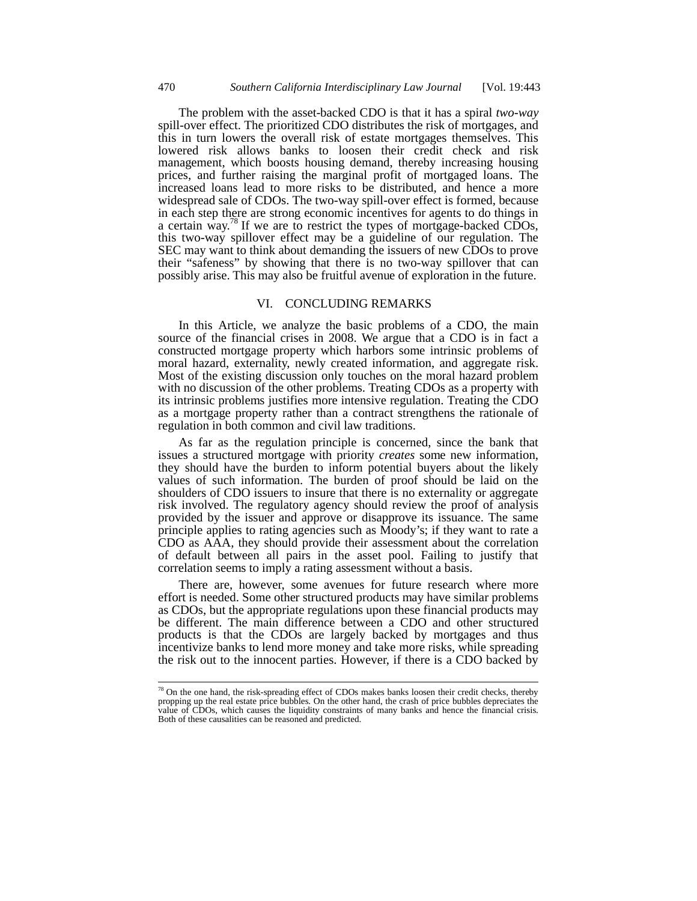The problem with the asset-backed CDO is that it has a spiral *two-way* spill-over effect. The prioritized CDO distributes the risk of mortgages, and this in turn lowers the overall risk of estate mortgages themselves. This lowered risk allows banks to loosen their credit check and risk management, which boosts housing demand, thereby increasing housing prices, and further raising the marginal profit of mortgaged loans. The increased loans lead to more risks to be distributed, and hence a more widespread sale of CDOs. The two-way spill-over effect is formed, because in each step there are strong economic incentives for agents to do things in a certain way.[78] If we are to restrict the types of mortgage-backed CDOs, this two-way spillover effect may be a guideline of our regulation. The SEC may want to think about demanding the issuers of new CDOs to prove their "safeness" by showing that there is no two-way spillover that can possibly arise. This may also be fruitful avenue of exploration in the future.

## VI. CONCLUDING REMARKS

In this Article, we analyze the basic problems of a CDO, the main source of the financial crises in 2008. We argue that a CDO is in fact a constructed mortgage property which harbors some intrinsic problems of moral hazard, externality, newly created information, and aggregate risk. Most of the existing discussion only touches on the moral hazard problem with no discussion of the other problems. Treating CDOs as a property with its intrinsic problems justifies more intensive regulation. Treating the CDO as a mortgage property rather than a contract strengthens the rationale of regulation in both common and civil law traditions.

As far as the regulation principle is concerned, since the bank that issues a structured mortgage with priority *creates* some new information, they should have the burden to inform potential buyers about the likely values of such information. The burden of proof should be laid on the shoulders of CDO issuers to insure that there is no externality or aggregate risk involved. The regulatory agency should review the proof of analysis provided by the issuer and approve or disapprove its issuance. The same principle applies to rating agencies such as Moody's; if they want to rate a CDO as AAA, they should provide their assessment about the correlation of default between all pairs in the asset pool. Failing to justify that correlation seems to imply a rating assessment without a basis.

There are, however, some avenues for future research where more effort is needed. Some other structured products may have similar problems as CDOs, but the appropriate regulations upon these financial products may be different. The main difference between a CDO and other structured products is that the CDOs are largely backed by mortgages and thus incentivize banks to lend more money and take more risks, while spreading the risk out to the innocent parties. However, if there is a CDO backed by

---

[78] On the one hand, the risk-spreading effect of CDOs makes banks loosen their credit checks, thereby propping up the real estate price bubbles. On the other hand, the crash of price bubbles depreciates the value of CDOs, which causes the liquidity constraints of many banks and hence the financial crisis. Both of these causalities can be reasoned and predicted.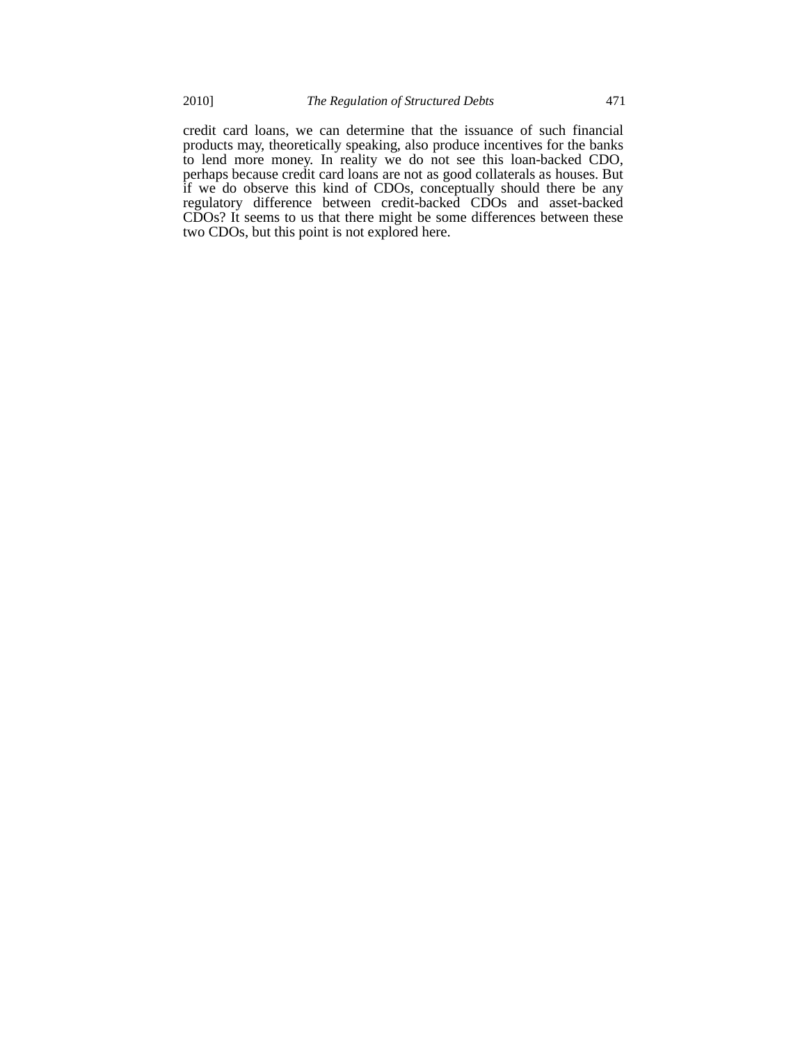credit card loans, we can determine that the issuance of such financial products may, theoretically speaking, also produce incentives for the banks to lend more money. In reality we do not see this loan-backed CDO, perhaps because credit card loans are not as good collaterals as houses. But if we do observe this kind of CDOs, conceptually should there be any regulatory difference between credit-backed CDOs and asset-backed CDOs? It seems to us that there might be some differences between these two CDOs, but this point is not explored here.